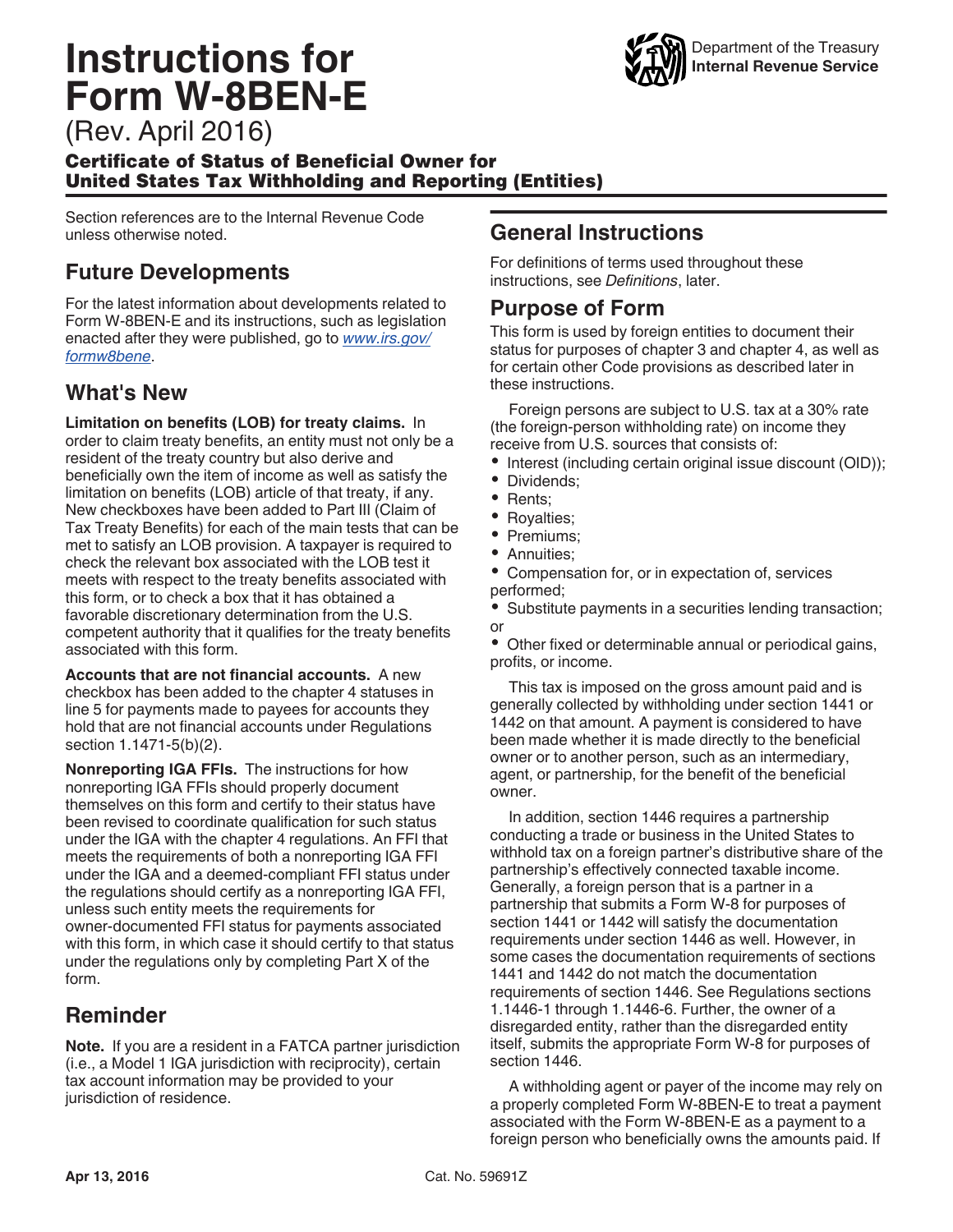# Instructions for Form W-8BEN-E

(Rev. April 2016)

**Certificate of Status of Beneficial Owner for United States Tax Withholding and Reporting (Entities)**

Department of the Treasury
**Internal Revenue Service**

Section references are to the Internal Revenue Code unless otherwise noted.

## Future Developments

For the latest information about developments related to Form W-8BEN-E and its instructions, such as legislation enacted after they were published, go to *www.irs.gov/formw8bene*.

## What's New

**Limitation on benefits (LOB) for treaty claims.** In order to claim treaty benefits, an entity must not only be a resident of the treaty country but also derive and beneficially own the item of income as well as satisfy the limitation on benefits (LOB) article of that treaty, if any. New checkboxes have been added to Part III (Claim of Tax Treaty Benefits) for each of the main tests that can be met to satisfy an LOB provision. A taxpayer is required to check the relevant box associated with the LOB test it meets with respect to the treaty benefits associated with this form, or to check a box that it has obtained a favorable discretionary determination from the U.S. competent authority that it qualifies for the treaty benefits associated with this form.

**Accounts that are not financial accounts.** A new checkbox has been added to the chapter 4 statuses in line 5 for payments made to payees for accounts they hold that are not financial accounts under Regulations section 1.1471-5(b)(2).

**Nonreporting IGA FFIs.** The instructions for how nonreporting IGA FFIs should properly document themselves on this form and certify to their status have been revised to coordinate qualification for such status under the IGA with the chapter 4 regulations. An FFI that meets the requirements of both a nonreporting IGA FFI under the IGA and a deemed-compliant FFI status under the regulations should certify as a nonreporting IGA FFI, unless such entity meets the requirements for owner-documented FFI status for payments associated with this form, in which case it should certify to that status under the regulations only by completing Part X of the form.

## Reminder

**Note.** If you are a resident in a FATCA partner jurisdiction (i.e., a Model 1 IGA jurisdiction with reciprocity), certain tax account information may be provided to your jurisdiction of residence.

## General Instructions

For definitions of terms used throughout these instructions, see *Definitions*, later.

## Purpose of Form

This form is used by foreign entities to document their status for purposes of chapter 3 and chapter 4, as well as for certain other Code provisions as described later in these instructions.

Foreign persons are subject to U.S. tax at a 30% rate (the foreign-person withholding rate) on income they receive from U.S. sources that consists of:

- Interest (including certain original issue discount (OID));
- Dividends;
- Rents;
- Royalties;
- Premiums;
- Annuities;
- Compensation for, or in expectation of, services performed;
- Substitute payments in a securities lending transaction; or
- Other fixed or determinable annual or periodical gains, profits, or income.

This tax is imposed on the gross amount paid and is generally collected by withholding under section 1441 or 1442 on that amount. A payment is considered to have been made whether it is made directly to the beneficial owner or to another person, such as an intermediary, agent, or partnership, for the benefit of the beneficial owner.

In addition, section 1446 requires a partnership conducting a trade or business in the United States to withhold tax on a foreign partner's distributive share of the partnership's effectively connected taxable income. Generally, a foreign person that is a partner in a partnership that submits a Form W-8 for purposes of section 1441 or 1442 will satisfy the documentation requirements under section 1446 as well. However, in some cases the documentation requirements of sections 1441 and 1442 do not match the documentation requirements of section 1446. See Regulations sections 1.1446-1 through 1.1446-6. Further, the owner of a disregarded entity, rather than the disregarded entity itself, submits the appropriate Form W-8 for purposes of section 1446.

A withholding agent or payer of the income may rely on a properly completed Form W-8BEN-E to treat a payment associated with the Form W-8BEN-E as a payment to a foreign person who beneficially owns the amounts paid. If

Apr 13, 2016 Cat. No. 59691Z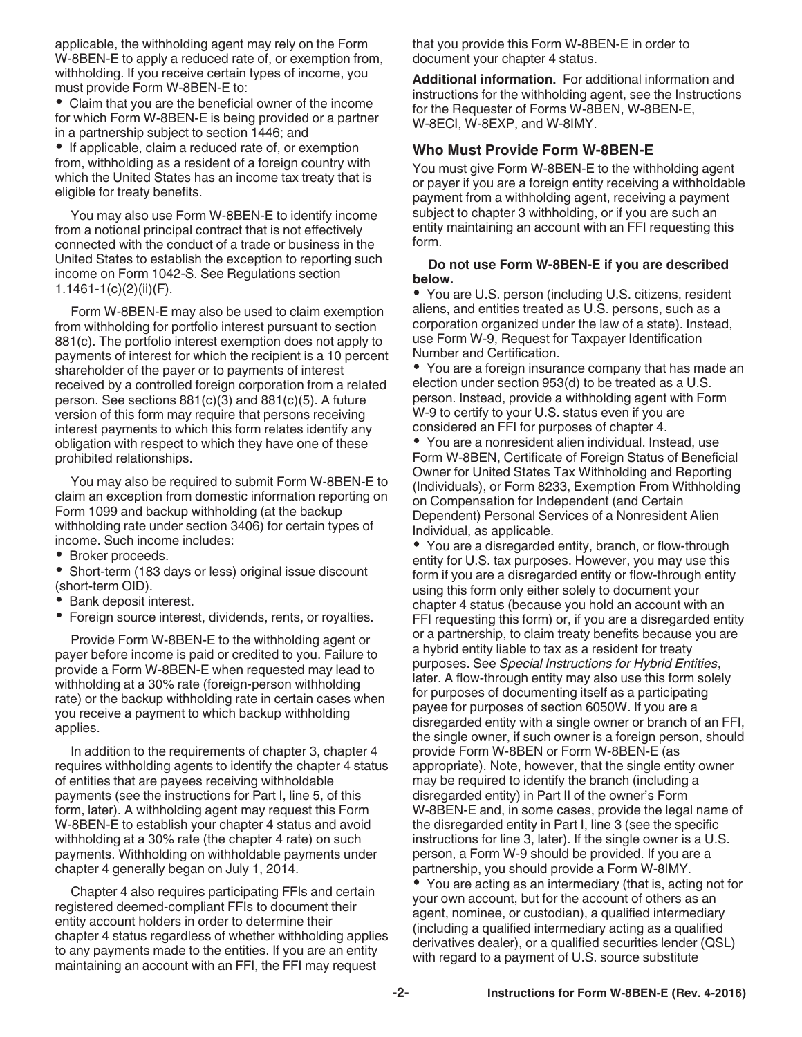applicable, the withholding agent may rely on the Form W-8BEN-E to apply a reduced rate of, or exemption from, withholding. If you receive certain types of income, you must provide Form W-8BEN-E to:

- Claim that you are the beneficial owner of the income for which Form W-8BEN-E is being provided or a partner in a partnership subject to section 1446; and
- If applicable, claim a reduced rate of, or exemption from, withholding as a resident of a foreign country with which the United States has an income tax treaty that is eligible for treaty benefits.

You may also use Form W-8BEN-E to identify income from a notional principal contract that is not effectively connected with the conduct of a trade or business in the United States to establish the exception to reporting such income on Form 1042-S. See Regulations section 1.1461-1(c)(2)(ii)(F).

Form W-8BEN-E may also be used to claim exemption from withholding for portfolio interest pursuant to section 881(c). The portfolio interest exemption does not apply to payments of interest for which the recipient is a 10 percent shareholder of the payer or to payments of interest received by a controlled foreign corporation from a related person. See sections 881(c)(3) and 881(c)(5). A future version of this form may require that persons receiving interest payments to which this form relates identify any obligation with respect to which they have one of these prohibited relationships.

You may also be required to submit Form W-8BEN-E to claim an exception from domestic information reporting on Form 1099 and backup withholding (at the backup withholding rate under section 3406) for certain types of income. Such income includes:

- Broker proceeds.
- Short-term (183 days or less) original issue discount (short-term OID).
- Bank deposit interest.
- Foreign source interest, dividends, rents, or royalties.

Provide Form W-8BEN-E to the withholding agent or payer before income is paid or credited to you. Failure to provide a Form W-8BEN-E when requested may lead to withholding at a 30% rate (foreign-person withholding rate) or the backup withholding rate in certain cases when you receive a payment to which backup withholding applies.

In addition to the requirements of chapter 3, chapter 4 requires withholding agents to identify the chapter 4 status of entities that are payees receiving withholdable payments (see the instructions for Part I, line 5, of this form, later). A withholding agent may request this Form W-8BEN-E to establish your chapter 4 status and avoid withholding at a 30% rate (the chapter 4 rate) on such payments. Withholding on withholdable payments under chapter 4 generally began on July 1, 2014.

Chapter 4 also requires participating FFIs and certain registered deemed-compliant FFIs to document their entity account holders in order to determine their chapter 4 status regardless of whether withholding applies to any payments made to the entities. If you are an entity maintaining an account with an FFI, the FFI may request that you provide this Form W-8BEN-E in order to document your chapter 4 status.

**Additional information.** For additional information and instructions for the withholding agent, see the Instructions for the Requester of Forms W-8BEN, W-8BEN-E, W-8ECI, W-8EXP, and W-8IMY.

## Who Must Provide Form W-8BEN-E

You must give Form W-8BEN-E to the withholding agent or payer if you are a foreign entity receiving a withholdable payment from a withholding agent, receiving a payment subject to chapter 3 withholding, or if you are such an entity maintaining an account with an FFI requesting this form.

**Do not use Form W-8BEN-E if you are described below.**

- You are U.S. person (including U.S. citizens, resident aliens, and entities treated as U.S. persons, such as a corporation organized under the law of a state). Instead, use Form W-9, Request for Taxpayer Identification Number and Certification.
- You are a foreign insurance company that has made an election under section 953(d) to be treated as a U.S. person. Instead, provide a withholding agent with Form W-9 to certify to your U.S. status even if you are considered an FFI for purposes of chapter 4.
- You are a nonresident alien individual. Instead, use Form W-8BEN, Certificate of Foreign Status of Beneficial Owner for United States Tax Withholding and Reporting (Individuals), or Form 8233, Exemption From Withholding on Compensation for Independent (and Certain Dependent) Personal Services of a Nonresident Alien Individual, as applicable.
- You are a disregarded entity, branch, or flow-through entity for U.S. tax purposes. However, you may use this form if you are a disregarded entity or flow-through entity using this form only either solely to document your chapter 4 status (because you hold an account with an FFI requesting this form) or, if you are a disregarded entity or a partnership, to claim treaty benefits because you are a hybrid entity liable to tax as a resident for treaty purposes. See *Special Instructions for Hybrid Entities*, later. A flow-through entity may also use this form solely for purposes of documenting itself as a participating payee for purposes of section 6050W. If you are a disregarded entity with a single owner or branch of an FFI, the single owner, if such owner is a foreign person, should provide Form W-8BEN or Form W-8BEN-E (as appropriate). Note, however, that the single entity owner may be required to identify the branch (including a disregarded entity) in Part II of the owner's Form W-8BEN-E and, in some cases, provide the legal name of the disregarded entity in Part I, line 3 (see the specific instructions for line 3, later). If the single owner is a U.S. person, a Form W-9 should be provided. If you are a partnership, you should provide a Form W-8IMY.
- You are acting as an intermediary (that is, acting not for your own account, but for the account of others as an agent, nominee, or custodian), a qualified intermediary (including a qualified intermediary acting as a qualified derivatives dealer), or a qualified securities lender (QSL) with regard to a payment of U.S. source substitute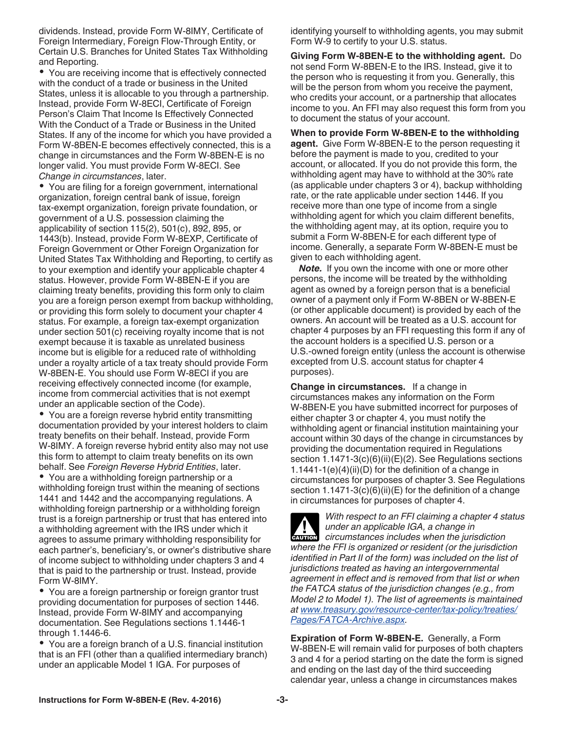dividends. Instead, provide Form W-8IMY, Certificate of Foreign Intermediary, Foreign Flow-Through Entity, or Certain U.S. Branches for United States Tax Withholding and Reporting.

- You are receiving income that is effectively connected with the conduct of a trade or business in the United States, unless it is allocable to you through a partnership. Instead, provide Form W-8ECI, Certificate of Foreign Person's Claim That Income Is Effectively Connected With the Conduct of a Trade or Business in the United States. If any of the income for which you have provided a Form W-8BEN-E becomes effectively connected, this is a change in circumstances and the Form W-8BEN-E is no longer valid. You must provide Form W-8ECI. See *Change in circumstances*, later.
- You are filing for a foreign government, international organization, foreign central bank of issue, foreign tax-exempt organization, foreign private foundation, or government of a U.S. possession claiming the applicability of section 115(2), 501(c), 892, 895, or 1443(b). Instead, provide Form W-8EXP, Certificate of Foreign Government or Other Foreign Organization for United States Tax Withholding and Reporting, to certify as to your exemption and identify your applicable chapter 4 status. However, provide Form W-8BEN-E if you are claiming treaty benefits, providing this form only to claim you are a foreign person exempt from backup withholding, or providing this form solely to document your chapter 4 status. For example, a foreign tax-exempt organization under section 501(c) receiving royalty income that is not exempt because it is taxable as unrelated business income but is eligible for a reduced rate of withholding under a royalty article of a tax treaty should provide Form W-8BEN-E. You should use Form W-8ECI if you are receiving effectively connected income (for example, income from commercial activities that is not exempt under an applicable section of the Code).
- You are a foreign reverse hybrid entity transmitting documentation provided by your interest holders to claim treaty benefits on their behalf. Instead, provide Form W-8IMY. A foreign reverse hybrid entity also may not use this form to attempt to claim treaty benefits on its own behalf. See *Foreign Reverse Hybrid Entities*, later.
- You are a withholding foreign partnership or a withholding foreign trust within the meaning of sections 1441 and 1442 and the accompanying regulations. A withholding foreign partnership or a withholding foreign trust is a foreign partnership or trust that has entered into a withholding agreement with the IRS under which it agrees to assume primary withholding responsibility for each partner's, beneficiary's, or owner's distributive share of income subject to withholding under chapters 3 and 4 that is paid to the partnership or trust. Instead, provide Form W-8IMY.
- You are a foreign partnership or foreign grantor trust providing documentation for purposes of section 1446. Instead, provide Form W-8IMY and accompanying documentation. See Regulations sections 1.1446-1 through 1.1446-6.
- You are a foreign branch of a U.S. financial institution that is an FFI (other than a qualified intermediary branch) under an applicable Model 1 IGA. For purposes of identifying yourself to withholding agents, you may submit Form W-9 to certify to your U.S. status.

**Giving Form W-8BEN-E to the withholding agent.** Do not send Form W-8BEN-E to the IRS. Instead, give it to the person who is requesting it from you. Generally, this will be the person from whom you receive the payment, who credits your account, or a partnership that allocates income to you. An FFI may also request this form from you to document the status of your account.

**When to provide Form W-8BEN-E to the withholding agent.** Give Form W-8BEN-E to the person requesting it before the payment is made to you, credited to your account, or allocated. If you do not provide this form, the withholding agent may have to withhold at the 30% rate (as applicable under chapters 3 or 4), backup withholding rate, or the rate applicable under section 1446. If you receive more than one type of income from a single withholding agent for which you claim different benefits, the withholding agent may, at its option, require you to submit a Form W-8BEN-E for each different type of income. Generally, a separate Form W-8BEN-E must be given to each withholding agent.

***Note.*** If you own the income with one or more other persons, the income will be treated by the withholding agent as owned by a foreign person that is a beneficial owner of a payment only if Form W-8BEN or W-8BEN-E (or other applicable document) is provided by each of the owners. An account will be treated as a U.S. account for chapter 4 purposes by an FFI requesting this form if any of the account holders is a specified U.S. person or a U.S.-owned foreign entity (unless the account is otherwise excepted from U.S. account status for chapter 4 purposes).

**Change in circumstances.** If a change in circumstances makes any information on the Form W-8BEN-E you have submitted incorrect for purposes of either chapter 3 or chapter 4, you must notify the withholding agent or financial institution maintaining your account within 30 days of the change in circumstances by providing the documentation required in Regulations section 1.1471-3(c)(6)(ii)(E)(2). See Regulations sections 1.1441-1(e)(4)(ii)(D) for the definition of a change in circumstances for purposes of chapter 3. See Regulations section 1.1471-3(c)(6)(ii)(E) for the definition of a change in circumstances for purposes of chapter 4.

**CAUTION:** *With respect to an FFI claiming a chapter 4 status under an applicable IGA, a change in circumstances includes when the jurisdiction where the FFI is organized or resident (or the jurisdiction identified in Part II of the form) was included on the list of jurisdictions treated as having an intergovernmental agreement in effect and is removed from that list or when the FATCA status of the jurisdiction changes (e.g., from Model 2 to Model 1). The list of agreements is maintained at www.treasury.gov/resource-center/tax-policy/treaties/Pages/FATCA-Archive.aspx.*

**Expiration of Form W-8BEN-E.** Generally, a Form W-8BEN-E will remain valid for purposes of both chapters 3 and 4 for a period starting on the date the form is signed and ending on the last day of the third succeeding calendar year, unless a change in circumstances makes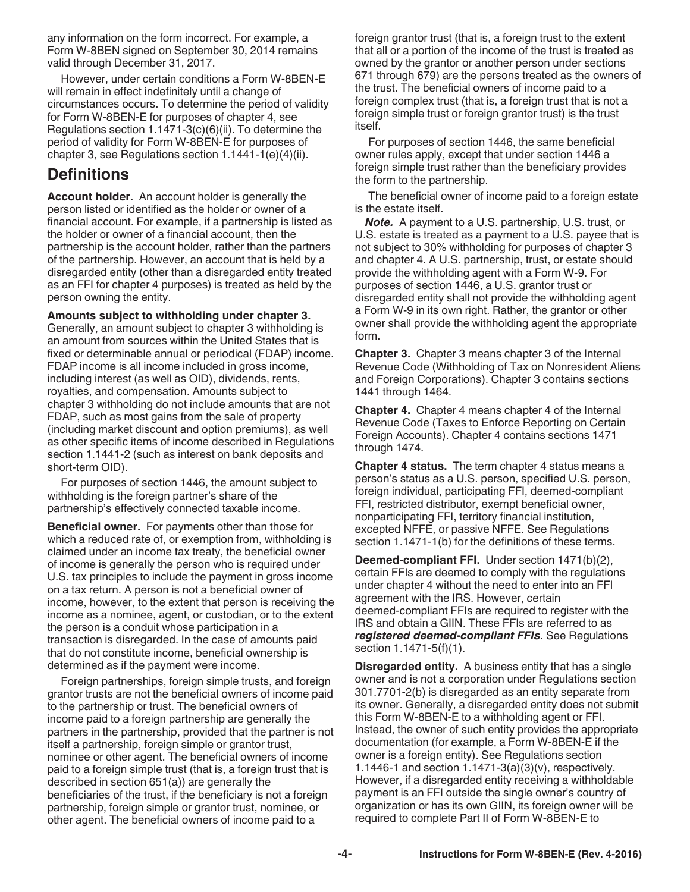any information on the form incorrect. For example, a Form W-8BEN signed on September 30, 2014 remains valid through December 31, 2017.

However, under certain conditions a Form W-8BEN-E will remain in effect indefinitely until a change of circumstances occurs. To determine the period of validity for Form W-8BEN-E for purposes of chapter 4, see Regulations section 1.1471-3(c)(6)(ii). To determine the period of validity for Form W-8BEN-E for purposes of chapter 3, see Regulations section 1.1441-1(e)(4)(ii).

## Definitions

**Account holder.** An account holder is generally the person listed or identified as the holder or owner of a financial account. For example, if a partnership is listed as the holder or owner of a financial account, then the partnership is the account holder, rather than the partners of the partnership. However, an account that is held by a disregarded entity (other than a disregarded entity treated as an FFI for chapter 4 purposes) is treated as held by the person owning the entity.

**Amounts subject to withholding under chapter 3.** Generally, an amount subject to chapter 3 withholding is an amount from sources within the United States that is fixed or determinable annual or periodical (FDAP) income. FDAP income is all income included in gross income, including interest (as well as OID), dividends, rents, royalties, and compensation. Amounts subject to chapter 3 withholding do not include amounts that are not FDAP, such as most gains from the sale of property (including market discount and option premiums), as well as other specific items of income described in Regulations section 1.1441-2 (such as interest on bank deposits and short-term OID).

For purposes of section 1446, the amount subject to withholding is the foreign partner's share of the partnership's effectively connected taxable income.

**Beneficial owner.** For payments other than those for which a reduced rate of, or exemption from, withholding is claimed under an income tax treaty, the beneficial owner of income is generally the person who is required under U.S. tax principles to include the payment in gross income on a tax return. A person is not a beneficial owner of income, however, to the extent that person is receiving the income as a nominee, agent, or custodian, or to the extent the person is a conduit whose participation in a transaction is disregarded. In the case of amounts paid that do not constitute income, beneficial ownership is determined as if the payment were income.

Foreign partnerships, foreign simple trusts, and foreign grantor trusts are not the beneficial owners of income paid to the partnership or trust. The beneficial owners of income paid to a foreign partnership are generally the partners in the partnership, provided that the partner is not itself a partnership, foreign simple or grantor trust, nominee or other agent. The beneficial owners of income paid to a foreign simple trust (that is, a foreign trust that is described in section 651(a)) are generally the beneficiaries of the trust, if the beneficiary is not a foreign partnership, foreign simple or grantor trust, nominee, or other agent. The beneficial owners of income paid to a foreign grantor trust (that is, a foreign trust to the extent that all or a portion of the income of the trust is treated as owned by the grantor or another person under sections 671 through 679) are the persons treated as the owners of the trust. The beneficial owners of income paid to a foreign complex trust (that is, a foreign trust that is not a foreign simple trust or foreign grantor trust) is the trust itself.

For purposes of section 1446, the same beneficial owner rules apply, except that under section 1446 a foreign simple trust rather than the beneficiary provides the form to the partnership.

The beneficial owner of income paid to a foreign estate is the estate itself.

***Note.*** A payment to a U.S. partnership, U.S. trust, or U.S. estate is treated as a payment to a U.S. payee that is not subject to 30% withholding for purposes of chapter 3 and chapter 4. A U.S. partnership, trust, or estate should provide the withholding agent with a Form W-9. For purposes of section 1446, a U.S. grantor trust or disregarded entity shall not provide the withholding agent a Form W-9 in its own right. Rather, the grantor or other owner shall provide the withholding agent the appropriate form.

**Chapter 3.** Chapter 3 means chapter 3 of the Internal Revenue Code (Withholding of Tax on Nonresident Aliens and Foreign Corporations). Chapter 3 contains sections 1441 through 1464.

**Chapter 4.** Chapter 4 means chapter 4 of the Internal Revenue Code (Taxes to Enforce Reporting on Certain Foreign Accounts). Chapter 4 contains sections 1471 through 1474.

**Chapter 4 status.** The term chapter 4 status means a person's status as a U.S. person, specified U.S. person, foreign individual, participating FFI, deemed-compliant FFI, restricted distributor, exempt beneficial owner, nonparticipating FFI, territory financial institution, excepted NFFE, or passive NFFE. See Regulations section 1.1471-1(b) for the definitions of these terms.

**Deemed-compliant FFI.** Under section 1471(b)(2), certain FFIs are deemed to comply with the regulations under chapter 4 without the need to enter into an FFI agreement with the IRS. However, certain deemed-compliant FFIs are required to register with the IRS and obtain a GIIN. These FFIs are referred to as ***registered deemed-compliant FFIs***. See Regulations section 1.1471-5(f)(1).

**Disregarded entity.** A business entity that has a single owner and is not a corporation under Regulations section 301.7701-2(b) is disregarded as an entity separate from its owner. Generally, a disregarded entity does not submit this Form W-8BEN-E to a withholding agent or FFI. Instead, the owner of such entity provides the appropriate documentation (for example, a Form W-8BEN-E if the owner is a foreign entity). See Regulations section 1.1446-1 and section 1.1471-3(a)(3)(v), respectively. However, if a disregarded entity receiving a withholdable payment is an FFI outside the single owner's country of organization or has its own GIIN, its foreign owner will be required to complete Part II of Form W-8BEN-E to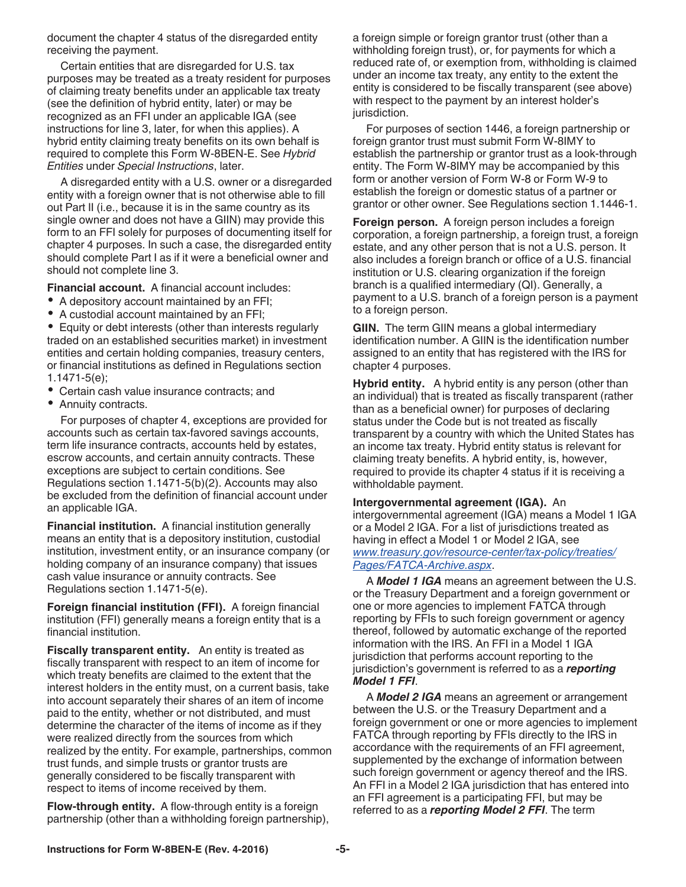document the chapter 4 status of the disregarded entity receiving the payment.

Certain entities that are disregarded for U.S. tax purposes may be treated as a treaty resident for purposes of claiming treaty benefits under an applicable tax treaty (see the definition of hybrid entity, later) or may be recognized as an FFI under an applicable IGA (see instructions for line 3, later, for when this applies). A hybrid entity claiming treaty benefits on its own behalf is required to complete this Form W-8BEN-E. See *Hybrid Entities* under *Special Instructions*, later.

A disregarded entity with a U.S. owner or a disregarded entity with a foreign owner that is not otherwise able to fill out Part II (i.e., because it is in the same country as its single owner and does not have a GIIN) may provide this form to an FFI solely for purposes of documenting itself for chapter 4 purposes. In such a case, the disregarded entity should complete Part I as if it were a beneficial owner and should not complete line 3.

**Financial account.** A financial account includes:

- A depository account maintained by an FFI;
- A custodial account maintained by an FFI;
- Equity or debt interests (other than interests regularly traded on an established securities market) in investment entities and certain holding companies, treasury centers, or financial institutions as defined in Regulations section 1.1471-5(e);
- Certain cash value insurance contracts; and
- Annuity contracts.

For purposes of chapter 4, exceptions are provided for accounts such as certain tax-favored savings accounts, term life insurance contracts, accounts held by estates, escrow accounts, and certain annuity contracts. These exceptions are subject to certain conditions. See Regulations section 1.1471-5(b)(2). Accounts may also be excluded from the definition of financial account under an applicable IGA.

**Financial institution.** A financial institution generally means an entity that is a depository institution, custodial institution, investment entity, or an insurance company (or holding company of an insurance company) that issues cash value insurance or annuity contracts. See Regulations section 1.1471-5(e).

**Foreign financial institution (FFI).** A foreign financial institution (FFI) generally means a foreign entity that is a financial institution.

**Fiscally transparent entity.** An entity is treated as fiscally transparent with respect to an item of income for which treaty benefits are claimed to the extent that the interest holders in the entity must, on a current basis, take into account separately their shares of an item of income paid to the entity, whether or not distributed, and must determine the character of the items of income as if they were realized directly from the sources from which realized by the entity. For example, partnerships, common trust funds, and simple trusts or grantor trusts are generally considered to be fiscally transparent with respect to items of income received by them.

**Flow-through entity.** A flow-through entity is a foreign partnership (other than a withholding foreign partnership), a foreign simple or foreign grantor trust (other than a withholding foreign trust), or, for payments for which a reduced rate of, or exemption from, withholding is claimed under an income tax treaty, any entity to the extent the entity is considered to be fiscally transparent (see above) with respect to the payment by an interest holder's jurisdiction.

For purposes of section 1446, a foreign partnership or foreign grantor trust must submit Form W-8IMY to establish the partnership or grantor trust as a look-through entity. The Form W-8IMY may be accompanied by this form or another version of Form W-8 or Form W-9 to establish the foreign or domestic status of a partner or grantor or other owner. See Regulations section 1.1446-1.

**Foreign person.** A foreign person includes a foreign corporation, a foreign partnership, a foreign trust, a foreign estate, and any other person that is not a U.S. person. It also includes a foreign branch or office of a U.S. financial institution or U.S. clearing organization if the foreign branch is a qualified intermediary (QI). Generally, a payment to a U.S. branch of a foreign person is a payment to a foreign person.

**GIIN.** The term GIIN means a global intermediary identification number. A GIIN is the identification number assigned to an entity that has registered with the IRS for chapter 4 purposes.

**Hybrid entity.** A hybrid entity is any person (other than an individual) that is treated as fiscally transparent (rather than as a beneficial owner) for purposes of declaring status under the Code but is not treated as fiscally transparent by a country with which the United States has an income tax treaty. Hybrid entity status is relevant for claiming treaty benefits. A hybrid entity, is, however, required to provide its chapter 4 status if it is receiving a withholdable payment.

**Intergovernmental agreement (IGA).** An intergovernmental agreement (IGA) means a Model 1 IGA or a Model 2 IGA. For a list of jurisdictions treated as having in effect a Model 1 or Model 2 IGA, see *www.treasury.gov/resource-center/tax-policy/treaties/Pages/FATCA-Archive.aspx*.

A ***Model 1 IGA*** means an agreement between the U.S. or the Treasury Department and a foreign government or one or more agencies to implement FATCA through reporting by FFIs to such foreign government or agency thereof, followed by automatic exchange of the reported information with the IRS. An FFI in a Model 1 IGA jurisdiction that performs account reporting to the jurisdiction's government is referred to as a ***reporting Model 1 FFI***.

A ***Model 2 IGA*** means an agreement or arrangement between the U.S. or the Treasury Department and a foreign government or one or more agencies to implement FATCA through reporting by FFIs directly to the IRS in accordance with the requirements of an FFI agreement, supplemented by the exchange of information between such foreign government or agency thereof and the IRS. An FFI in a Model 2 IGA jurisdiction that has entered into an FFI agreement is a participating FFI, but may be referred to as a ***reporting Model 2 FFI***. The term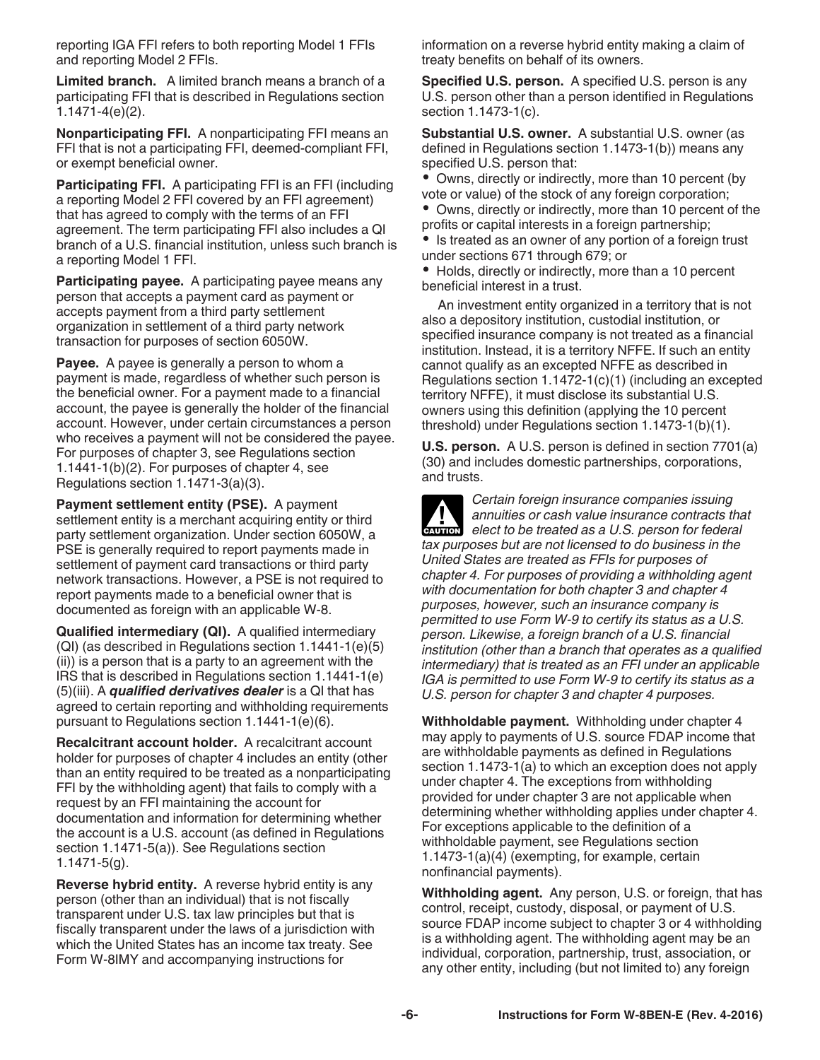reporting IGA FFI refers to both reporting Model 1 FFIs and reporting Model 2 FFIs.

**Limited branch.** A limited branch means a branch of a participating FFI that is described in Regulations section 1.1471-4(e)(2).

**Nonparticipating FFI.** A nonparticipating FFI means an FFI that is not a participating FFI, deemed-compliant FFI, or exempt beneficial owner.

**Participating FFI.** A participating FFI is an FFI (including a reporting Model 2 FFI covered by an FFI agreement) that has agreed to comply with the terms of an FFI agreement. The term participating FFI also includes a QI branch of a U.S. financial institution, unless such branch is a reporting Model 1 FFI.

**Participating payee.** A participating payee means any person that accepts a payment card as payment or accepts payment from a third party settlement organization in settlement of a third party network transaction for purposes of section 6050W.

**Payee.** A payee is generally a person to whom a payment is made, regardless of whether such person is the beneficial owner. For a payment made to a financial account, the payee is generally the holder of the financial account. However, under certain circumstances a person who receives a payment will not be considered the payee. For purposes of chapter 3, see Regulations section 1.1441-1(b)(2). For purposes of chapter 4, see Regulations section 1.1471-3(a)(3).

**Payment settlement entity (PSE).** A payment settlement entity is a merchant acquiring entity or third party settlement organization. Under section 6050W, a PSE is generally required to report payments made in settlement of payment card transactions or third party network transactions. However, a PSE is not required to report payments made to a beneficial owner that is documented as foreign with an applicable W-8.

**Qualified intermediary (QI).** A qualified intermediary (QI) (as described in Regulations section 1.1441-1(e)(5)(ii)) is a person that is a party to an agreement with the IRS that is described in Regulations section 1.1441-1(e)(5)(iii). A ***qualified derivatives dealer*** is a QI that has agreed to certain reporting and withholding requirements pursuant to Regulations section 1.1441-1(e)(6).

**Recalcitrant account holder.** A recalcitrant account holder for purposes of chapter 4 includes an entity (other than an entity required to be treated as a nonparticipating FFI by the withholding agent) that fails to comply with a request by an FFI maintaining the account for documentation and information for determining whether the account is a U.S. account (as defined in Regulations section 1.1471-5(a)). See Regulations section 1.1471-5(g).

**Reverse hybrid entity.** A reverse hybrid entity is any person (other than an individual) that is not fiscally transparent under U.S. tax law principles but that is fiscally transparent under the laws of a jurisdiction with which the United States has an income tax treaty. See Form W-8IMY and accompanying instructions for information on a reverse hybrid entity making a claim of treaty benefits on behalf of its owners.

**Specified U.S. person.** A specified U.S. person is any U.S. person other than a person identified in Regulations section 1.1473-1(c).

**Substantial U.S. owner.** A substantial U.S. owner (as defined in Regulations section 1.1473-1(b)) means any specified U.S. person that:

- Owns, directly or indirectly, more than 10 percent (by vote or value) of the stock of any foreign corporation;
- Owns, directly or indirectly, more than 10 percent of the profits or capital interests in a foreign partnership;
- Is treated as an owner of any portion of a foreign trust under sections 671 through 679; or
- Holds, directly or indirectly, more than a 10 percent beneficial interest in a trust.

An investment entity organized in a territory that is not also a depository institution, custodial institution, or specified insurance company is not treated as a financial institution. Instead, it is a territory NFFE. If such an entity cannot qualify as an excepted NFFE as described in Regulations section 1.1472-1(c)(1) (including an excepted territory NFFE), it must disclose its substantial U.S. owners using this definition (applying the 10 percent threshold) under Regulations section 1.1473-1(b)(1).

**U.S. person.** A U.S. person is defined in section 7701(a)(30) and includes domestic partnerships, corporations, and trusts.

**CAUTION** *Certain foreign insurance companies issuing annuities or cash value insurance contracts that elect to be treated as a U.S. person for federal tax purposes but are not licensed to do business in the United States are treated as FFIs for purposes of chapter 4. For purposes of providing a withholding agent with documentation for both chapter 3 and chapter 4 purposes, however, such an insurance company is permitted to use Form W-9 to certify its status as a U.S. person. Likewise, a foreign branch of a U.S. financial institution (other than a branch that operates as a qualified intermediary) that is treated as an FFI under an applicable IGA is permitted to use Form W-9 to certify its status as a U.S. person for chapter 3 and chapter 4 purposes.*

**Withholdable payment.** Withholding under chapter 4 may apply to payments of U.S. source FDAP income that are withholdable payments as defined in Regulations section 1.1473-1(a) to which an exception does not apply under chapter 4. The exceptions from withholding provided for under chapter 3 are not applicable when determining whether withholding applies under chapter 4. For exceptions applicable to the definition of a withholdable payment, see Regulations section 1.1473-1(a)(4) (exempting, for example, certain nonfinancial payments).

**Withholding agent.** Any person, U.S. or foreign, that has control, receipt, custody, disposal, or payment of U.S. source FDAP income subject to chapter 3 or 4 withholding is a withholding agent. The withholding agent may be an individual, corporation, partnership, trust, association, or any other entity, including (but not limited to) any foreign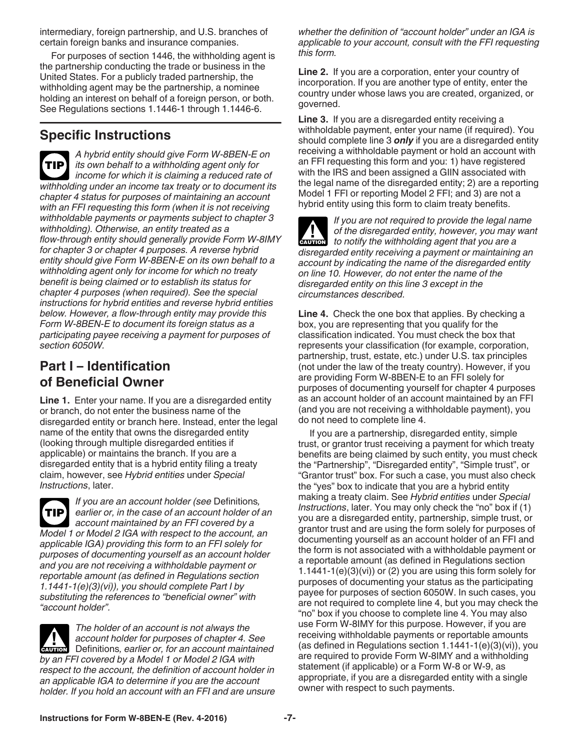intermediary, foreign partnership, and U.S. branches of certain foreign banks and insurance companies.

For purposes of section 1446, the withholding agent is the partnership conducting the trade or business in the United States. For a publicly traded partnership, the withholding agent may be the partnership, a nominee holding an interest on behalf of a foreign person, or both. See Regulations sections 1.1446-1 through 1.1446-6.

## Specific Instructions

**TIP** *A hybrid entity should give Form W-8BEN-E on its own behalf to a withholding agent only for income for which it is claiming a reduced rate of withholding under an income tax treaty or to document its chapter 4 status for purposes of maintaining an account with an FFI requesting this form (when it is not receiving withholdable payments or payments subject to chapter 3 withholding). Otherwise, an entity treated as a flow-through entity should generally provide Form W-8IMY for chapter 3 or chapter 4 purposes. A reverse hybrid entity should give Form W-8BEN-E on its own behalf to a withholding agent only for income for which no treaty benefit is being claimed or to establish its status for chapter 4 purposes (when required). See the special instructions for hybrid entities and reverse hybrid entities below. However, a flow-through entity may provide this Form W-8BEN-E to document its foreign status as a participating payee receiving a payment for purposes of section 6050W.*

## Part I – Identification of Beneficial Owner

**Line 1.** Enter your name. If you are a disregarded entity or branch, do not enter the business name of the disregarded entity or branch here. Instead, enter the legal name of the entity that owns the disregarded entity (looking through multiple disregarded entities if applicable) or maintains the branch. If you are a disregarded entity that is a hybrid entity filing a treaty claim, however, see *Hybrid entities* under *Special Instructions*, later.

**TIP** *If you are an account holder (see* Definitions*, earlier or, in the case of an account holder of an account maintained by an FFI covered by a Model 1 or Model 2 IGA with respect to the account, an applicable IGA) providing this form to an FFI solely for purposes of documenting yourself as an account holder and you are not receiving a withholdable payment or reportable amount (as defined in Regulations section 1.1441-1(e)(3)(vi)), you should complete Part I by substituting the references to "beneficial owner" with "account holder".*

**CAUTION** *The holder of an account is not always the account holder for purposes of chapter 4. See* Definitions*, earlier or, for an account maintained by an FFI covered by a Model 1 or Model 2 IGA with respect to the account, the definition of account holder in an applicable IGA to determine if you are the account holder. If you hold an account with an FFI and are unsure whether the definition of "account holder" under an IGA is applicable to your account, consult with the FFI requesting this form.*

**Line 2.** If you are a corporation, enter your country of incorporation. If you are another type of entity, enter the country under whose laws you are created, organized, or governed.

**Line 3.** If you are a disregarded entity receiving a withholdable payment, enter your name (if required). You should complete line 3 ***only*** if you are a disregarded entity receiving a withholdable payment or hold an account with an FFI requesting this form and you: 1) have registered with the IRS and been assigned a GIIN associated with the legal name of the disregarded entity; 2) are a reporting Model 1 FFI or reporting Model 2 FFI; and 3) are not a hybrid entity using this form to claim treaty benefits.

**CAUTION** *If you are not required to provide the legal name of the disregarded entity, however, you may want to notify the withholding agent that you are a disregarded entity receiving a payment or maintaining an account by indicating the name of the disregarded entity on line 10. However, do not enter the name of the disregarded entity on this line 3 except in the circumstances described.*

**Line 4.** Check the one box that applies. By checking a box, you are representing that you qualify for the classification indicated. You must check the box that represents your classification (for example, corporation, partnership, trust, estate, etc.) under U.S. tax principles (not under the law of the treaty country). However, if you are providing Form W-8BEN-E to an FFI solely for purposes of documenting yourself for chapter 4 purposes as an account holder of an account maintained by an FFI (and you are not receiving a withholdable payment), you do not need to complete line 4.

If you are a partnership, disregarded entity, simple trust, or grantor trust receiving a payment for which treaty benefits are being claimed by such entity, you must check the "Partnership", "Disregarded entity", "Simple trust", or "Grantor trust" box. For such a case, you must also check the "yes" box to indicate that you are a hybrid entity making a treaty claim. See *Hybrid entities* under *Special Instructions*, later. You may only check the "no" box if (1) you are a disregarded entity, partnership, simple trust, or grantor trust and are using the form solely for purposes of documenting yourself as an account holder of an FFI and the form is not associated with a withholdable payment or a reportable amount (as defined in Regulations section 1.1441-1(e)(3)(vi)) or (2) you are using this form solely for purposes of documenting your status as the participating payee for purposes of section 6050W. In such cases, you are not required to complete line 4, but you may check the "no" box if you choose to complete line 4. You may also use Form W-8IMY for this purpose. However, if you are receiving withholdable payments or reportable amounts (as defined in Regulations section 1.1441-1(e)(3)(vi)), you are required to provide Form W-8IMY and a withholding statement (if applicable) or a Form W-8 or W-9, as appropriate, if you are a disregarded entity with a single owner with respect to such payments.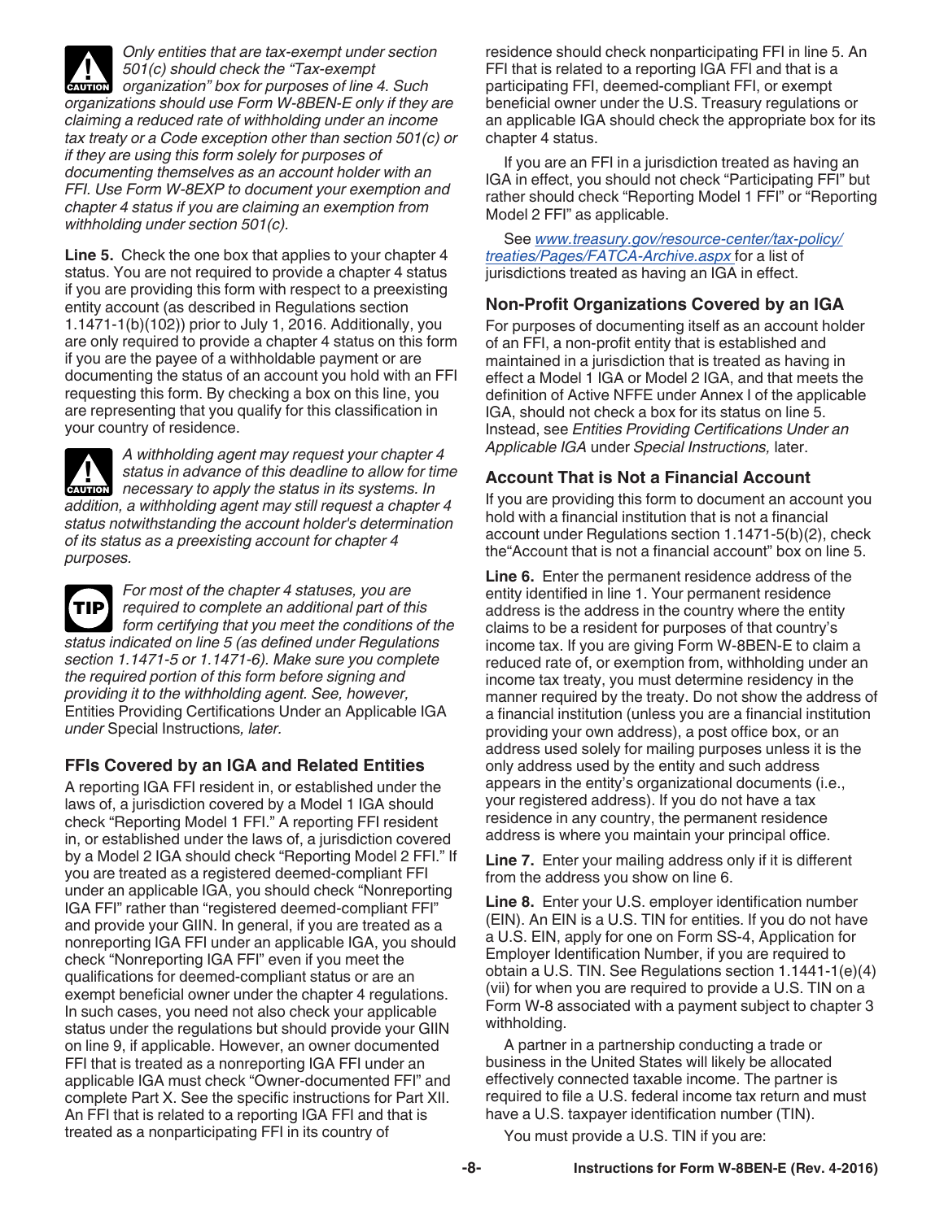**CAUTION** *Only entities that are tax-exempt under section 501(c) should check the "Tax-exempt organization" box for purposes of line 4. Such organizations should use Form W-8BEN-E only if they are claiming a reduced rate of withholding under an income tax treaty or a Code exception other than section 501(c) or if they are using this form solely for purposes of documenting themselves as an account holder with an FFI. Use Form W-8EXP to document your exemption and chapter 4 status if you are claiming an exemption from withholding under section 501(c).*

**Line 5.** Check the one box that applies to your chapter 4 status. You are not required to provide a chapter 4 status if you are providing this form with respect to a preexisting entity account (as described in Regulations section 1.1471-1(b)(102)) prior to July 1, 2016. Additionally, you are only required to provide a chapter 4 status on this form if you are the payee of a withholdable payment or are documenting the status of an account you hold with an FFI requesting this form. By checking a box on this line, you are representing that you qualify for this classification in your country of residence.

**CAUTION** *A withholding agent may request your chapter 4 status in advance of this deadline to allow for time necessary to apply the status in its systems. In addition, a withholding agent may still request a chapter 4 status notwithstanding the account holder's determination of its status as a preexisting account for chapter 4 purposes.*

**TIP** *For most of the chapter 4 statuses, you are required to complete an additional part of this form certifying that you meet the conditions of the status indicated on line 5 (as defined under Regulations section 1.1471-5 or 1.1471-6). Make sure you complete the required portion of this form before signing and providing it to the withholding agent. See, however,* Entities Providing Certifications Under an Applicable IGA *under* Special Instructions*, later.*

### FFIs Covered by an IGA and Related Entities

A reporting IGA FFI resident in, or established under the laws of, a jurisdiction covered by a Model 1 IGA should check "Reporting Model 1 FFI." A reporting FFI resident in, or established under the laws of, a jurisdiction covered by a Model 2 IGA should check "Reporting Model 2 FFI." If you are treated as a registered deemed-compliant FFI under an applicable IGA, you should check "Nonreporting IGA FFI" rather than "registered deemed-compliant FFI" and provide your GIIN. In general, if you are treated as a nonreporting IGA FFI under an applicable IGA, you should check "Nonreporting IGA FFI" even if you meet the qualifications for deemed-compliant status or are an exempt beneficial owner under the chapter 4 regulations. In such cases, you need not also check your applicable status under the regulations but should provide your GIIN on line 9, if applicable. However, an owner documented FFI that is treated as a nonreporting IGA FFI under an applicable IGA must check "Owner-documented FFI" and complete Part X. See the specific instructions for Part XII. An FFI that is related to a reporting IGA FFI and that is treated as a nonparticipating FFI in its country of residence should check nonparticipating FFI in line 5. An FFI that is related to a reporting IGA FFI and that is a participating FFI, deemed-compliant FFI, or exempt beneficial owner under the U.S. Treasury regulations or an applicable IGA should check the appropriate box for its chapter 4 status.

If you are an FFI in a jurisdiction treated as having an IGA in effect, you should not check "Participating FFI" but rather should check "Reporting Model 1 FFI" or "Reporting Model 2 FFI" as applicable.

See *www.treasury.gov/resource-center/tax-policy/treaties/Pages/FATCA-Archive.aspx* for a list of jurisdictions treated as having an IGA in effect.

### Non-Profit Organizations Covered by an IGA

For purposes of documenting itself as an account holder of an FFI, a non-profit entity that is established and maintained in a jurisdiction that is treated as having in effect a Model 1 IGA or Model 2 IGA, and that meets the definition of Active NFFE under Annex I of the applicable IGA, should not check a box for its status on line 5. Instead, see *Entities Providing Certifications Under an Applicable IGA* under *Special Instructions,* later.

### Account That is Not a Financial Account

If you are providing this form to document an account you hold with a financial institution that is not a financial account under Regulations section 1.1471-5(b)(2), check the"Account that is not a financial account" box on line 5.

**Line 6.** Enter the permanent residence address of the entity identified in line 1. Your permanent residence address is the address in the country where the entity claims to be a resident for purposes of that country's income tax. If you are giving Form W-8BEN-E to claim a reduced rate of, or exemption from, withholding under an income tax treaty, you must determine residency in the manner required by the treaty. Do not show the address of a financial institution (unless you are a financial institution providing your own address), a post office box, or an address used solely for mailing purposes unless it is the only address used by the entity and such address appears in the entity's organizational documents (i.e., your registered address). If you do not have a tax residence in any country, the permanent residence address is where you maintain your principal office.

**Line 7.** Enter your mailing address only if it is different from the address you show on line 6.

**Line 8.** Enter your U.S. employer identification number (EIN). An EIN is a U.S. TIN for entities. If you do not have a U.S. EIN, apply for one on Form SS-4, Application for Employer Identification Number, if you are required to obtain a U.S. TIN. See Regulations section 1.1441-1(e)(4)(vii) for when you are required to provide a U.S. TIN on a Form W-8 associated with a payment subject to chapter 3 withholding.

A partner in a partnership conducting a trade or business in the United States will likely be allocated effectively connected taxable income. The partner is required to file a U.S. federal income tax return and must have a U.S. taxpayer identification number (TIN).

You must provide a U.S. TIN if you are: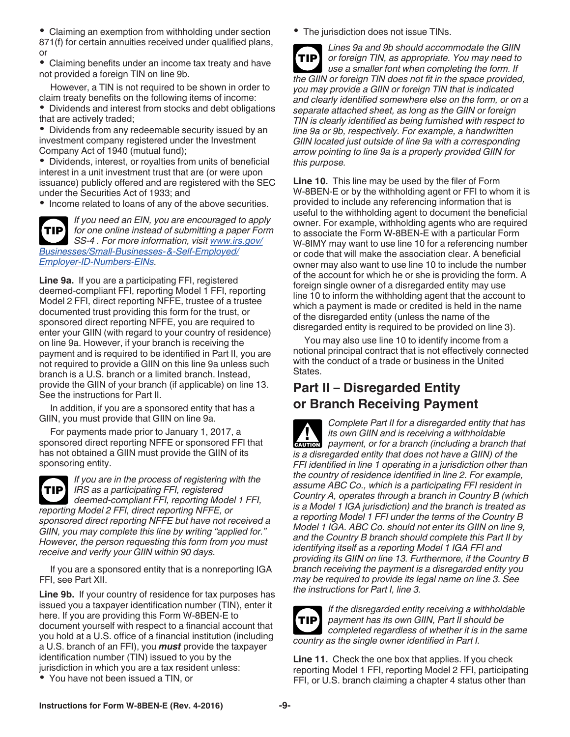- Claiming an exemption from withholding under section 871(f) for certain annuities received under qualified plans, or
- Claiming benefits under an income tax treaty and have not provided a foreign TIN on line 9b.

However, a TIN is not required to be shown in order to claim treaty benefits on the following items of income:

- Dividends and interest from stocks and debt obligations that are actively traded;
- Dividends from any redeemable security issued by an investment company registered under the Investment Company Act of 1940 (mutual fund);
- Dividends, interest, or royalties from units of beneficial interest in a unit investment trust that are (or were upon issuance) publicly offered and are registered with the SEC under the Securities Act of 1933; and
- Income related to loans of any of the above securities.

**TIP** *If you need an EIN, you are encouraged to apply for one online instead of submitting a paper Form SS-4 . For more information, visit www.irs.gov/Businesses/Small-Businesses-&-Self-Employed/Employer-ID-Numbers-EINs.*

**Line 9a.** If you are a participating FFI, registered deemed-compliant FFI, reporting Model 1 FFI, reporting Model 2 FFI, direct reporting NFFE, trustee of a trustee documented trust providing this form for the trust, or sponsored direct reporting NFFE, you are required to enter your GIIN (with regard to your country of residence) on line 9a. However, if your branch is receiving the payment and is required to be identified in Part II, you are not required to provide a GIIN on this line 9a unless such branch is a U.S. branch or a limited branch. Instead, provide the GIIN of your branch (if applicable) on line 13. See the instructions for Part II.

In addition, if you are a sponsored entity that has a GIIN, you must provide that GIIN on line 9a.

For payments made prior to January 1, 2017, a sponsored direct reporting NFFE or sponsored FFI that has not obtained a GIIN must provide the GIIN of its sponsoring entity.

**TIP** *If you are in the process of registering with the IRS as a participating FFI, registered deemed-compliant FFI, reporting Model 1 FFI, reporting Model 2 FFI, direct reporting NFFE, or sponsored direct reporting NFFE but have not received a GIIN, you may complete this line by writing "applied for." However, the person requesting this form from you must receive and verify your GIIN within 90 days.*

If you are a sponsored entity that is a nonreporting IGA FFI, see Part XII.

**Line 9b.** If your country of residence for tax purposes has issued you a taxpayer identification number (TIN), enter it here. If you are providing this Form W-8BEN-E to document yourself with respect to a financial account that you hold at a U.S. office of a financial institution (including a U.S. branch of an FFI), you ***must*** provide the taxpayer identification number (TIN) issued to you by the jurisdiction in which you are a tax resident unless:

- You have not been issued a TIN, or
- The jurisdiction does not issue TINs.

**TIP** *Lines 9a and 9b should accommodate the GIIN or foreign TIN, as appropriate. You may need to use a smaller font when completing the form. If the GIIN or foreign TIN does not fit in the space provided, you may provide a GIIN or foreign TIN that is indicated and clearly identified somewhere else on the form, or on a separate attached sheet, as long as the GIIN or foreign TIN is clearly identified as being furnished with respect to line 9a or 9b, respectively. For example, a handwritten GIIN located just outside of line 9a with a corresponding arrow pointing to line 9a is a properly provided GIIN for this purpose.*

**Line 10.** This line may be used by the filer of Form W-8BEN-E or by the withholding agent or FFI to whom it is provided to include any referencing information that is useful to the withholding agent to document the beneficial owner. For example, withholding agents who are required to associate the Form W-8BEN-E with a particular Form W-8IMY may want to use line 10 for a referencing number or code that will make the association clear. A beneficial owner may also want to use line 10 to include the number of the account for which he or she is providing the form. A foreign single owner of a disregarded entity may use line 10 to inform the withholding agent that the account to which a payment is made or credited is held in the name of the disregarded entity (unless the name of the disregarded entity is required to be provided on line 3).

You may also use line 10 to identify income from a notional principal contract that is not effectively connected with the conduct of a trade or business in the United States.

## Part II – Disregarded Entity or Branch Receiving Payment

**CAUTION** *Complete Part II for a disregarded entity that has its own GIIN and is receiving a withholdable payment, or for a branch (including a branch that is a disregarded entity that does not have a GIIN) of the FFI identified in line 1 operating in a jurisdiction other than the country of residence identified in line 2. For example, assume ABC Co., which is a participating FFI resident in Country A, operates through a branch in Country B (which is a Model 1 IGA jurisdiction) and the branch is treated as a reporting Model 1 FFI under the terms of the Country B Model 1 IGA. ABC Co. should not enter its GIIN on line 9, and the Country B branch should complete this Part II by identifying itself as a reporting Model 1 IGA FFI and providing its GIIN on line 13. Furthermore, if the Country B branch receiving the payment is a disregarded entity you may be required to provide its legal name on line 3. See the instructions for Part I, line 3.*

**TIP** *If the disregarded entity receiving a withholdable payment has its own GIIN, Part II should be completed regardless of whether it is in the same country as the single owner identified in Part I.*

**Line 11.** Check the one box that applies. If you check reporting Model 1 FFI, reporting Model 2 FFI, participating FFI, or U.S. branch claiming a chapter 4 status other than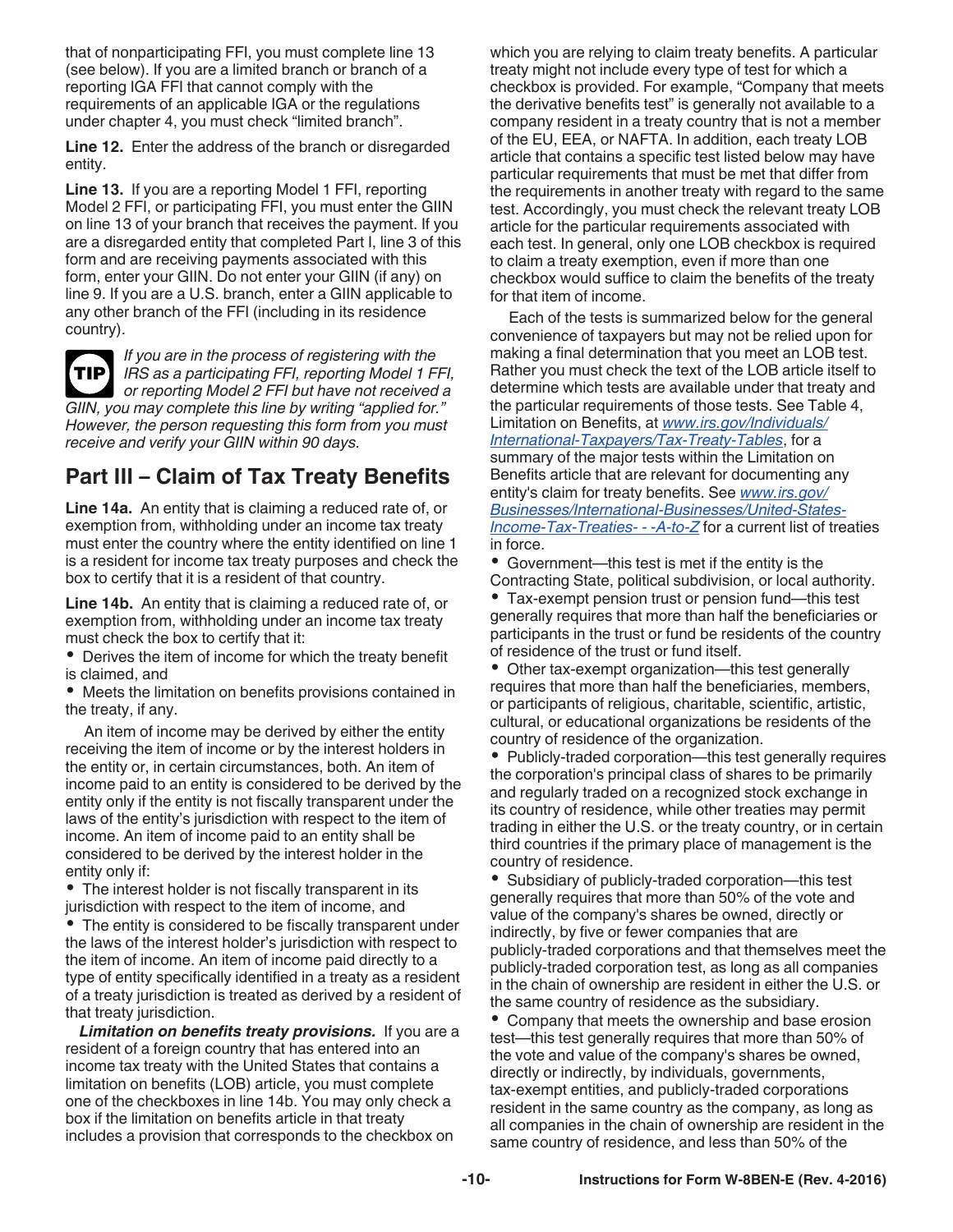that of nonparticipating FFI, you must complete line 13 (see below). If you are a limited branch or branch of a reporting IGA FFI that cannot comply with the requirements of an applicable IGA or the regulations under chapter 4, you must check "limited branch".

**Line 12.** Enter the address of the branch or disregarded entity.

**Line 13.** If you are a reporting Model 1 FFI, reporting Model 2 FFI, or participating FFI, you must enter the GIIN on line 13 of your branch that receives the payment. If you are a disregarded entity that completed Part I, line 3 of this form and are receiving payments associated with this form, enter your GIIN. Do not enter your GIIN (if any) on line 9. If you are a U.S. branch, enter a GIIN applicable to any other branch of the FFI (including in its residence country).

**TIP** *If you are in the process of registering with the IRS as a participating FFI, reporting Model 1 FFI, or reporting Model 2 FFI but have not received a GIIN, you may complete this line by writing "applied for." However, the person requesting this form from you must receive and verify your GIIN within 90 days.*

## Part III – Claim of Tax Treaty Benefits

**Line 14a.** An entity that is claiming a reduced rate of, or exemption from, withholding under an income tax treaty must enter the country where the entity identified on line 1 is a resident for income tax treaty purposes and check the box to certify that it is a resident of that country.

**Line 14b.** An entity that is claiming a reduced rate of, or exemption from, withholding under an income tax treaty must check the box to certify that it:

- Derives the item of income for which the treaty benefit is claimed, and
- Meets the limitation on benefits provisions contained in the treaty, if any.

An item of income may be derived by either the entity receiving the item of income or by the interest holders in the entity or, in certain circumstances, both. An item of income paid to an entity is considered to be derived by the entity only if the entity is not fiscally transparent under the laws of the entity's jurisdiction with respect to the item of income. An item of income paid to an entity shall be considered to be derived by the interest holder in the entity only if:

- The interest holder is not fiscally transparent in its jurisdiction with respect to the item of income, and
- The entity is considered to be fiscally transparent under the laws of the interest holder's jurisdiction with respect to the item of income. An item of income paid directly to a type of entity specifically identified in a treaty as a resident of a treaty jurisdiction is treated as derived by a resident of that treaty jurisdiction.

***Limitation on benefits treaty provisions.*** If you are a resident of a foreign country that has entered into an income tax treaty with the United States that contains a limitation on benefits (LOB) article, you must complete one of the checkboxes in line 14b. You may only check a box if the limitation on benefits article in that treaty includes a provision that corresponds to the checkbox on which you are relying to claim treaty benefits. A particular treaty might not include every type of test for which a checkbox is provided. For example, "Company that meets the derivative benefits test" is generally not available to a company resident in a treaty country that is not a member of the EU, EEA, or NAFTA. In addition, each treaty LOB article that contains a specific test listed below may have particular requirements that must be met that differ from the requirements in another treaty with regard to the same test. Accordingly, you must check the relevant treaty LOB article for the particular requirements associated with each test. In general, only one LOB checkbox is required to claim a treaty exemption, even if more than one checkbox would suffice to claim the benefits of the treaty for that item of income.

Each of the tests is summarized below for the general convenience of taxpayers but may not be relied upon for making a final determination that you meet an LOB test. Rather you must check the text of the LOB article itself to determine which tests are available under that treaty and the particular requirements of those tests. See Table 4, Limitation on Benefits, at *www.irs.gov/Individuals/International-Taxpayers/Tax-Treaty-Tables*, for a summary of the major tests within the Limitation on Benefits article that are relevant for documenting any entity's claim for treaty benefits. See *www.irs.gov/Businesses/International-Businesses/United-States-Income-Tax-Treaties- - -A-to-Z* for a current list of treaties in force.

- Government—this test is met if the entity is the Contracting State, political subdivision, or local authority.
- Tax-exempt pension trust or pension fund—this test generally requires that more than half the beneficiaries or participants in the trust or fund be residents of the country of residence of the trust or fund itself.
- Other tax-exempt organization—this test generally requires that more than half the beneficiaries, members, or participants of religious, charitable, scientific, artistic, cultural, or educational organizations be residents of the country of residence of the organization.
- Publicly-traded corporation—this test generally requires the corporation's principal class of shares to be primarily and regularly traded on a recognized stock exchange in its country of residence, while other treaties may permit trading in either the U.S. or the treaty country, or in certain third countries if the primary place of management is the country of residence.
- Subsidiary of publicly-traded corporation—this test generally requires that more than 50% of the vote and value of the company's shares be owned, directly or indirectly, by five or fewer companies that are publicly-traded corporations and that themselves meet the publicly-traded corporation test, as long as all companies in the chain of ownership are resident in either the U.S. or the same country of residence as the subsidiary.
- Company that meets the ownership and base erosion test—this test generally requires that more than 50% of the vote and value of the company's shares be owned, directly or indirectly, by individuals, governments, tax-exempt entities, and publicly-traded corporations resident in the same country as the company, as long as all companies in the chain of ownership are resident in the same country of residence, and less than 50% of the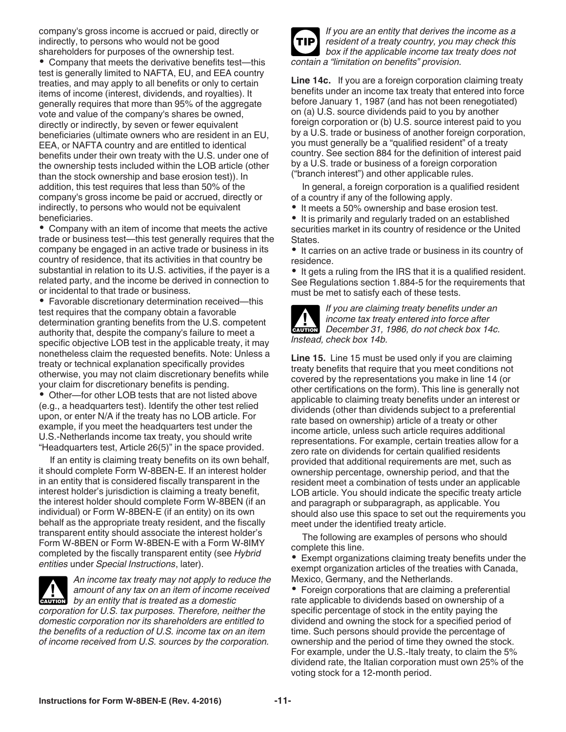company's gross income is accrued or paid, directly or indirectly, to persons who would not be good shareholders for purposes of the ownership test.

- Company that meets the derivative benefits test—this test is generally limited to NAFTA, EU, and EEA country treaties, and may apply to all benefits or only to certain items of income (interest, dividends, and royalties). It generally requires that more than 95% of the aggregate vote and value of the company's shares be owned, directly or indirectly, by seven or fewer equivalent beneficiaries (ultimate owners who are resident in an EU, EEA, or NAFTA country and are entitled to identical benefits under their own treaty with the U.S. under one of the ownership tests included within the LOB article (other than the stock ownership and base erosion test)). In addition, this test requires that less than 50% of the company's gross income be paid or accrued, directly or indirectly, to persons who would not be equivalent beneficiaries.
- Company with an item of income that meets the active trade or business test—this test generally requires that the company be engaged in an active trade or business in its country of residence, that its activities in that country be substantial in relation to its U.S. activities, if the payer is a related party, and the income be derived in connection to or incidental to that trade or business.
- Favorable discretionary determination received—this test requires that the company obtain a favorable determination granting benefits from the U.S. competent authority that, despite the company's failure to meet a specific objective LOB test in the applicable treaty, it may nonetheless claim the requested benefits. Note: Unless a treaty or technical explanation specifically provides otherwise, you may not claim discretionary benefits while your claim for discretionary benefits is pending.
- Other—for other LOB tests that are not listed above (e.g., a headquarters test). Identify the other test relied upon, or enter N/A if the treaty has no LOB article. For example, if you meet the headquarters test under the U.S.-Netherlands income tax treaty, you should write “Headquarters test, Article 26(5)” in the space provided.

If an entity is claiming treaty benefits on its own behalf, it should complete Form W-8BEN-E. If an interest holder in an entity that is considered fiscally transparent in the interest holder’s jurisdiction is claiming a treaty benefit, the interest holder should complete Form W-8BEN (if an individual) or Form W-8BEN-E (if an entity) on its own behalf as the appropriate treaty resident, and the fiscally transparent entity should associate the interest holder’s Form W-8BEN or Form W-8BEN-E with a Form W-8IMY completed by the fiscally transparent entity (see *Hybrid entities* under *Special Instructions*, later).

**CAUTION** *An income tax treaty may not apply to reduce the amount of any tax on an item of income received by an entity that is treated as a domestic corporation for U.S. tax purposes. Therefore, neither the domestic corporation nor its shareholders are entitled to the benefits of a reduction of U.S. income tax on an item of income received from U.S. sources by the corporation.*

**TIP** *If you are an entity that derives the income as a resident of a treaty country, you may check this box if the applicable income tax treaty does not contain a “limitation on benefits” provision.*

**Line 14c.** If you are a foreign corporation claiming treaty benefits under an income tax treaty that entered into force before January 1, 1987 (and has not been renegotiated) on (a) U.S. source dividends paid to you by another foreign corporation or (b) U.S. source interest paid to you by a U.S. trade or business of another foreign corporation, you must generally be a “qualified resident” of a treaty country. See section 884 for the definition of interest paid by a U.S. trade or business of a foreign corporation (“branch interest”) and other applicable rules.

In general, a foreign corporation is a qualified resident of a country if any of the following apply.

- It meets a 50% ownership and base erosion test.
- It is primarily and regularly traded on an established securities market in its country of residence or the United States.
- It carries on an active trade or business in its country of residence.
- It gets a ruling from the IRS that it is a qualified resident. See Regulations section 1.884-5 for the requirements that must be met to satisfy each of these tests.

**CAUTION** *If you are claiming treaty benefits under an income tax treaty entered into force after December 31, 1986, do not check box 14c. Instead, check box 14b.*

**Line 15.** Line 15 must be used only if you are claiming treaty benefits that require that you meet conditions not covered by the representations you make in line 14 (or other certifications on the form). This line is generally not applicable to claiming treaty benefits under an interest or dividends (other than dividends subject to a preferential rate based on ownership) article of a treaty or other income article, unless such article requires additional representations. For example, certain treaties allow for a zero rate on dividends for certain qualified residents provided that additional requirements are met, such as ownership percentage, ownership period, and that the resident meet a combination of tests under an applicable LOB article. You should indicate the specific treaty article and paragraph or subparagraph, as applicable. You should also use this space to set out the requirements you meet under the identified treaty article.

The following are examples of persons who should complete this line.

- Exempt organizations claiming treaty benefits under the exempt organization articles of the treaties with Canada, Mexico, Germany, and the Netherlands.
- Foreign corporations that are claiming a preferential rate applicable to dividends based on ownership of a specific percentage of stock in the entity paying the dividend and owning the stock for a specified period of time. Such persons should provide the percentage of ownership and the period of time they owned the stock. For example, under the U.S.-Italy treaty, to claim the 5% dividend rate, the Italian corporation must own 25% of the voting stock for a 12-month period.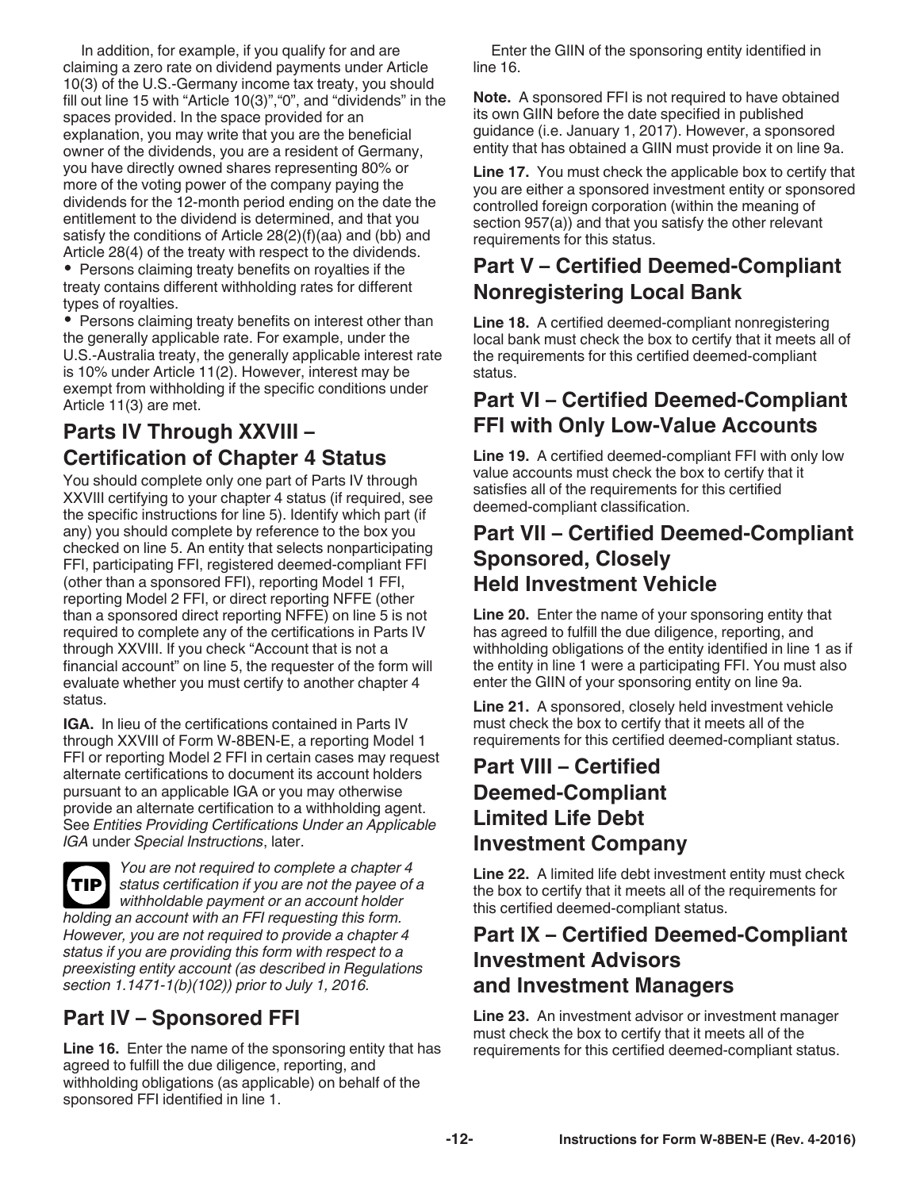In addition, for example, if you qualify for and are claiming a zero rate on dividend payments under Article 10(3) of the U.S.-Germany income tax treaty, you should fill out line 15 with “Article 10(3)”,“0”, and “dividends” in the spaces provided. In the space provided for an explanation, you may write that you are the beneficial owner of the dividends, you are a resident of Germany, you have directly owned shares representing 80% or more of the voting power of the company paying the dividends for the 12-month period ending on the date the entitlement to the dividend is determined, and that you satisfy the conditions of Article 28(2)(f)(aa) and (bb) and Article 28(4) of the treaty with respect to the dividends.

- Persons claiming treaty benefits on royalties if the treaty contains different withholding rates for different types of royalties.
- Persons claiming treaty benefits on interest other than the generally applicable rate. For example, under the U.S.-Australia treaty, the generally applicable interest rate is 10% under Article 11(2). However, interest may be exempt from withholding if the specific conditions under Article 11(3) are met.

## Parts IV Through XXVIII – Certification of Chapter 4 Status

You should complete only one part of Parts IV through XXVIII certifying to your chapter 4 status (if required, see the specific instructions for line 5). Identify which part (if any) you should complete by reference to the box you checked on line 5. An entity that selects nonparticipating FFI, participating FFI, registered deemed-compliant FFI (other than a sponsored FFI), reporting Model 1 FFI, reporting Model 2 FFI, or direct reporting NFFE (other than a sponsored direct reporting NFFE) on line 5 is not required to complete any of the certifications in Parts IV through XXVIII. If you check “Account that is not a financial account” on line 5, the requester of the form will evaluate whether you must certify to another chapter 4 status.

**IGA.** In lieu of the certifications contained in Parts IV through XXVIII of Form W-8BEN-E, a reporting Model 1 FFI or reporting Model 2 FFI in certain cases may request alternate certifications to document its account holders pursuant to an applicable IGA or you may otherwise provide an alternate certification to a withholding agent. See *Entities Providing Certifications Under an Applicable IGA* under *Special Instructions*, later.

**TIP** *You are not required to complete a chapter 4 status certification if you are not the payee of a withholdable payment or an account holder holding an account with an FFI requesting this form. However, you are not required to provide a chapter 4 status if you are providing this form with respect to a preexisting entity account (as described in Regulations section 1.1471-1(b)(102)) prior to July 1, 2016.*

## Part IV – Sponsored FFI

**Line 16.** Enter the name of the sponsoring entity that has agreed to fulfill the due diligence, reporting, and withholding obligations (as applicable) on behalf of the sponsored FFI identified in line 1.

Enter the GIIN of the sponsoring entity identified in line 16.

**Note.** A sponsored FFI is not required to have obtained its own GIIN before the date specified in published guidance (i.e. January 1, 2017). However, a sponsored entity that has obtained a GIIN must provide it on line 9a.

**Line 17.** You must check the applicable box to certify that you are either a sponsored investment entity or sponsored controlled foreign corporation (within the meaning of section 957(a)) and that you satisfy the other relevant requirements for this status.

## Part V – Certified Deemed-Compliant Nonregistering Local Bank

**Line 18.** A certified deemed-compliant nonregistering local bank must check the box to certify that it meets all of the requirements for this certified deemed-compliant status.

## Part VI – Certified Deemed-Compliant FFI with Only Low-Value Accounts

**Line 19.** A certified deemed-compliant FFI with only low value accounts must check the box to certify that it satisfies all of the requirements for this certified deemed-compliant classification.

## Part VII – Certified Deemed-Compliant Sponsored, Closely Held Investment Vehicle

**Line 20.** Enter the name of your sponsoring entity that has agreed to fulfill the due diligence, reporting, and withholding obligations of the entity identified in line 1 as if the entity in line 1 were a participating FFI. You must also enter the GIIN of your sponsoring entity on line 9a.

**Line 21.** A sponsored, closely held investment vehicle must check the box to certify that it meets all of the requirements for this certified deemed-compliant status.

## Part VIII – Certified Deemed-Compliant Limited Life Debt Investment Company

**Line 22.** A limited life debt investment entity must check the box to certify that it meets all of the requirements for this certified deemed-compliant status.

## Part IX – Certified Deemed-Compliant Investment Advisors and Investment Managers

**Line 23.** An investment advisor or investment manager must check the box to certify that it meets all of the requirements for this certified deemed-compliant status.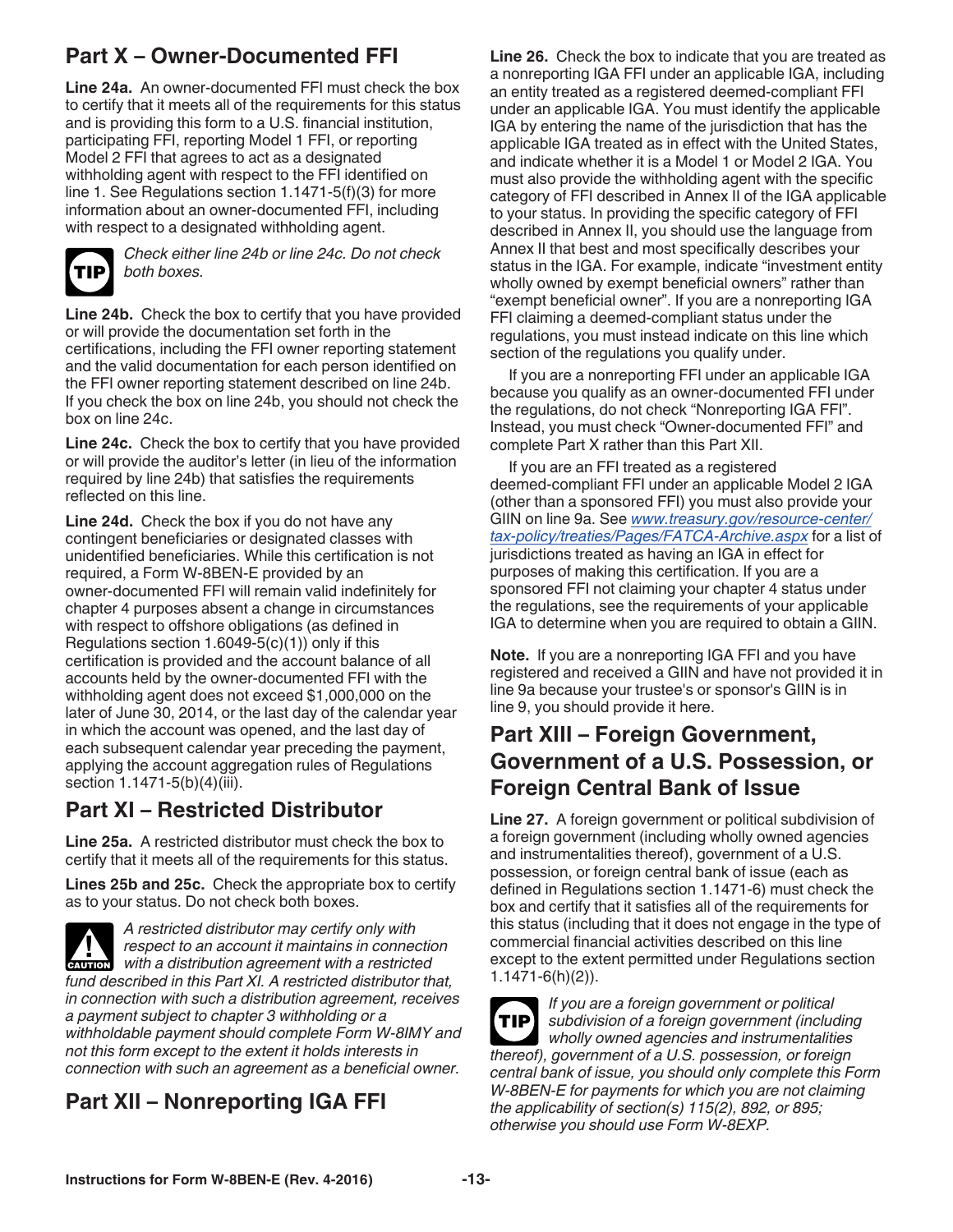## Part X – Owner-Documented FFI

**Line 24a.** An owner-documented FFI must check the box to certify that it meets all of the requirements for this status and is providing this form to a U.S. financial institution, participating FFI, reporting Model 1 FFI, or reporting Model 2 FFI that agrees to act as a designated withholding agent with respect to the FFI identified on line 1. See Regulations section 1.1471-5(f)(3) for more information about an owner-documented FFI, including with respect to a designated withholding agent.

**TIP** *Check either line 24b or line 24c. Do not check both boxes.*

**Line 24b.** Check the box to certify that you have provided or will provide the documentation set forth in the certifications, including the FFI owner reporting statement and the valid documentation for each person identified on the FFI owner reporting statement described on line 24b. If you check the box on line 24b, you should not check the box on line 24c.

**Line 24c.** Check the box to certify that you have provided or will provide the auditor's letter (in lieu of the information required by line 24b) that satisfies the requirements reflected on this line.

**Line 24d.** Check the box if you do not have any contingent beneficiaries or designated classes with unidentified beneficiaries. While this certification is not required, a Form W-8BEN-E provided by an owner-documented FFI will remain valid indefinitely for chapter 4 purposes absent a change in circumstances with respect to offshore obligations (as defined in Regulations section 1.6049-5(c)(1)) only if this certification is provided and the account balance of all accounts held by the owner-documented FFI with the withholding agent does not exceed $1,000,000 on the later of June 30, 2014, or the last day of the calendar year in which the account was opened, and the last day of each subsequent calendar year preceding the payment, applying the account aggregation rules of Regulations section 1.1471-5(b)(4)(iii).

## Part XI – Restricted Distributor

**Line 25a.** A restricted distributor must check the box to certify that it meets all of the requirements for this status.

**Lines 25b and 25c.** Check the appropriate box to certify as to your status. Do not check both boxes.

**CAUTION** *A restricted distributor may certify only with respect to an account it maintains in connection with a distribution agreement with a restricted fund described in this Part XI. A restricted distributor that, in connection with such a distribution agreement, receives a payment subject to chapter 3 withholding or a withholdable payment should complete Form W-8IMY and not this form except to the extent it holds interests in connection with such an agreement as a beneficial owner.*

## Part XII – Nonreporting IGA FFI

**Line 26.** Check the box to indicate that you are treated as a nonreporting IGA FFI under an applicable IGA, including an entity treated as a registered deemed-compliant FFI under an applicable IGA. You must identify the applicable IGA by entering the name of the jurisdiction that has the applicable IGA treated as in effect with the United States, and indicate whether it is a Model 1 or Model 2 IGA. You must also provide the withholding agent with the specific category of FFI described in Annex II of the IGA applicable to your status. In providing the specific category of FFI described in Annex II, you should use the language from Annex II that best and most specifically describes your status in the IGA. For example, indicate "investment entity wholly owned by exempt beneficial owners" rather than "exempt beneficial owner". If you are a nonreporting IGA FFI claiming a deemed-compliant status under the regulations, you must instead indicate on this line which section of the regulations you qualify under.

If you are a nonreporting FFI under an applicable IGA because you qualify as an owner-documented FFI under the regulations, do not check "Nonreporting IGA FFI". Instead, you must check "Owner-documented FFI" and complete Part X rather than this Part XII.

If you are an FFI treated as a registered deemed-compliant FFI under an applicable Model 2 IGA (other than a sponsored FFI) you must also provide your GIIN on line 9a. See *www.treasury.gov/resource-center/tax-policy/treaties/Pages/FATCA-Archive.aspx* for a list of jurisdictions treated as having an IGA in effect for purposes of making this certification. If you are a sponsored FFI not claiming your chapter 4 status under the regulations, see the requirements of your applicable IGA to determine when you are required to obtain a GIIN.

**Note.** If you are a nonreporting IGA FFI and you have registered and received a GIIN and have not provided it in line 9a because your trustee's or sponsor's GIIN is in line 9, you should provide it here.

## Part XIII – Foreign Government, Government of a U.S. Possession, or Foreign Central Bank of Issue

**Line 27.** A foreign government or political subdivision of a foreign government (including wholly owned agencies and instrumentalities thereof), government of a U.S. possession, or foreign central bank of issue (each as defined in Regulations section 1.1471-6) must check the box and certify that it satisfies all of the requirements for this status (including that it does not engage in the type of commercial financial activities described on this line except to the extent permitted under Regulations section 1.1471-6(h)(2)).

**TIP** *If you are a foreign government or political subdivision of a foreign government (including wholly owned agencies and instrumentalities thereof), government of a U.S. possession, or foreign central bank of issue, you should only complete this Form W-8BEN-E for payments for which you are not claiming the applicability of section(s) 115(2), 892, or 895; otherwise you should use Form W-8EXP.*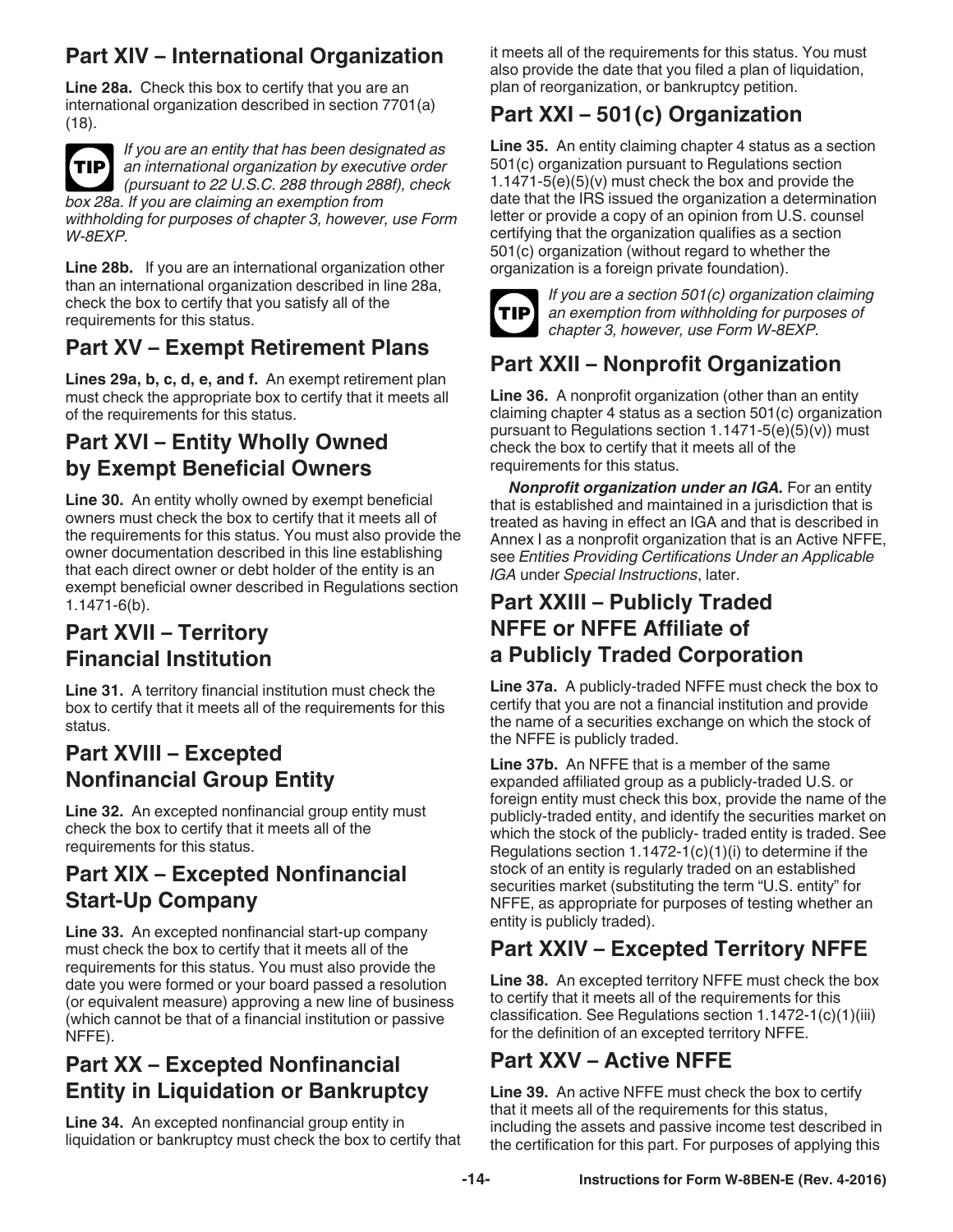## Part XIV – International Organization

**Line 28a.** Check this box to certify that you are an international organization described in section 7701(a)(18).

> **TIP** *If you are an entity that has been designated as an international organization by executive order (pursuant to 22 U.S.C. 288 through 288f), check box 28a. If you are claiming an exemption from withholding for purposes of chapter 3, however, use Form W-8EXP.*

**Line 28b.** If you are an international organization other than an international organization described in line 28a, check the box to certify that you satisfy all of the requirements for this status.

## Part XV – Exempt Retirement Plans

**Lines 29a, b, c, d, e, and f.** An exempt retirement plan must check the appropriate box to certify that it meets all of the requirements for this status.

## Part XVI – Entity Wholly Owned by Exempt Beneficial Owners

**Line 30.** An entity wholly owned by exempt beneficial owners must check the box to certify that it meets all of the requirements for this status. You must also provide the owner documentation described in this line establishing that each direct owner or debt holder of the entity is an exempt beneficial owner described in Regulations section 1.1471-6(b).

## Part XVII – Territory Financial Institution

**Line 31.** A territory financial institution must check the box to certify that it meets all of the requirements for this status.

## Part XVIII – Excepted Nonfinancial Group Entity

**Line 32.** An excepted nonfinancial group entity must check the box to certify that it meets all of the requirements for this status.

## Part XIX – Excepted Nonfinancial Start-Up Company

**Line 33.** An excepted nonfinancial start-up company must check the box to certify that it meets all of the requirements for this status. You must also provide the date you were formed or your board passed a resolution (or equivalent measure) approving a new line of business (which cannot be that of a financial institution or passive NFFE).

## Part XX – Excepted Nonfinancial Entity in Liquidation or Bankruptcy

**Line 34.** An excepted nonfinancial group entity in liquidation or bankruptcy must check the box to certify that it meets all of the requirements for this status. You must also provide the date that you filed a plan of liquidation, plan of reorganization, or bankruptcy petition.

## Part XXI – 501(c) Organization

**Line 35.** An entity claiming chapter 4 status as a section 501(c) organization pursuant to Regulations section 1.1471-5(e)(5)(v) must check the box and provide the date that the IRS issued the organization a determination letter or provide a copy of an opinion from U.S. counsel certifying that the organization qualifies as a section 501(c) organization (without regard to whether the organization is a foreign private foundation).

> **TIP** *If you are a section 501(c) organization claiming an exemption from withholding for purposes of chapter 3, however, use Form W-8EXP.*

## Part XXII – Nonprofit Organization

**Line 36.** A nonprofit organization (other than an entity claiming chapter 4 status as a section 501(c) organization pursuant to Regulations section 1.1471-5(e)(5)(v)) must check the box to certify that it meets all of the requirements for this status.

***Nonprofit organization under an IGA.*** For an entity that is established and maintained in a jurisdiction that is treated as having in effect an IGA and that is described in Annex I as a nonprofit organization that is an Active NFFE, see *Entities Providing Certifications Under an Applicable IGA* under *Special Instructions*, later.

## Part XXIII – Publicly Traded NFFE or NFFE Affiliate of a Publicly Traded Corporation

**Line 37a.** A publicly-traded NFFE must check the box to certify that you are not a financial institution and provide the name of a securities exchange on which the stock of the NFFE is publicly traded.

**Line 37b.** An NFFE that is a member of the same expanded affiliated group as a publicly-traded U.S. or foreign entity must check this box, provide the name of the publicly-traded entity, and identify the securities market on which the stock of the publicly- traded entity is traded. See Regulations section 1.1472-1(c)(1)(i) to determine if the stock of an entity is regularly traded on an established securities market (substituting the term "U.S. entity" for NFFE, as appropriate for purposes of testing whether an entity is publicly traded).

## Part XXIV – Excepted Territory NFFE

**Line 38.** An excepted territory NFFE must check the box to certify that it meets all of the requirements for this classification. See Regulations section 1.1472-1(c)(1)(iii) for the definition of an excepted territory NFFE.

## Part XXV – Active NFFE

**Line 39.** An active NFFE must check the box to certify that it meets all of the requirements for this status, including the assets and passive income test described in the certification for this part. For purposes of applying this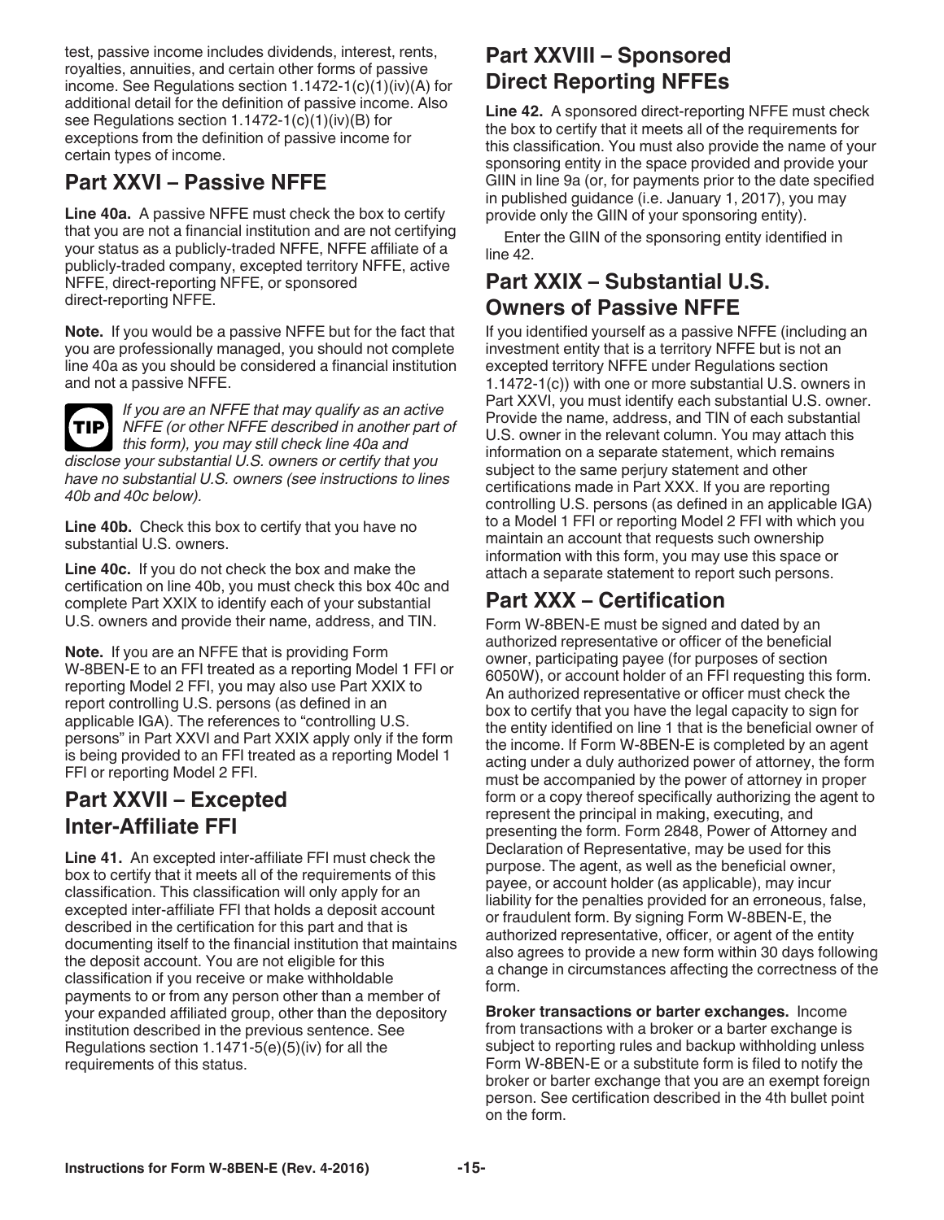test, passive income includes dividends, interest, rents, royalties, annuities, and certain other forms of passive income. See Regulations section 1.1472-1(c)(1)(iv)(A) for additional detail for the definition of passive income. Also see Regulations section 1.1472-1(c)(1)(iv)(B) for exceptions from the definition of passive income for certain types of income.

## Part XXVI – Passive NFFE

**Line 40a.** A passive NFFE must check the box to certify that you are not a financial institution and are not certifying your status as a publicly-traded NFFE, NFFE affiliate of a publicly-traded company, excepted territory NFFE, active NFFE, direct-reporting NFFE, or sponsored direct-reporting NFFE.

**Note.** If you would be a passive NFFE but for the fact that you are professionally managed, you should not complete line 40a as you should be considered a financial institution and not a passive NFFE.

**TIP** *If you are an NFFE that may qualify as an active NFFE (or other NFFE described in another part of this form), you may still check line 40a and disclose your substantial U.S. owners or certify that you have no substantial U.S. owners (see instructions to lines 40b and 40c below).*

**Line 40b.** Check this box to certify that you have no substantial U.S. owners.

**Line 40c.** If you do not check the box and make the certification on line 40b, you must check this box 40c and complete Part XXIX to identify each of your substantial U.S. owners and provide their name, address, and TIN.

**Note.** If you are an NFFE that is providing Form W-8BEN-E to an FFI treated as a reporting Model 1 FFI or reporting Model 2 FFI, you may also use Part XXIX to report controlling U.S. persons (as defined in an applicable IGA). The references to "controlling U.S. persons" in Part XXVI and Part XXIX apply only if the form is being provided to an FFI treated as a reporting Model 1 FFI or reporting Model 2 FFI.

## Part XXVII – Excepted Inter-Affiliate FFI

**Line 41.** An excepted inter-affiliate FFI must check the box to certify that it meets all of the requirements of this classification. This classification will only apply for an excepted inter-affiliate FFI that holds a deposit account described in the certification for this part and that is documenting itself to the financial institution that maintains the deposit account. You are not eligible for this classification if you receive or make withholdable payments to or from any person other than a member of your expanded affiliated group, other than the depository institution described in the previous sentence. See Regulations section 1.1471-5(e)(5)(iv) for all the requirements of this status.

## Part XXVIII – Sponsored Direct Reporting NFFEs

**Line 42.** A sponsored direct-reporting NFFE must check the box to certify that it meets all of the requirements for this classification. You must also provide the name of your sponsoring entity in the space provided and provide your GIIN in line 9a (or, for payments prior to the date specified in published guidance (i.e. January 1, 2017), you may provide only the GIIN of your sponsoring entity).

Enter the GIIN of the sponsoring entity identified in line 42.

## Part XXIX – Substantial U.S. Owners of Passive NFFE

If you identified yourself as a passive NFFE (including an investment entity that is a territory NFFE but is not an excepted territory NFFE under Regulations section 1.1472-1(c)) with one or more substantial U.S. owners in Part XXVI, you must identify each substantial U.S. owner. Provide the name, address, and TIN of each substantial U.S. owner in the relevant column. You may attach this information on a separate statement, which remains subject to the same perjury statement and other certifications made in Part XXX. If you are reporting controlling U.S. persons (as defined in an applicable IGA) to a Model 1 FFI or reporting Model 2 FFI with which you maintain an account that requests such ownership information with this form, you may use this space or attach a separate statement to report such persons.

## Part XXX – Certification

Form W-8BEN-E must be signed and dated by an authorized representative or officer of the beneficial owner, participating payee (for purposes of section 6050W), or account holder of an FFI requesting this form. An authorized representative or officer must check the box to certify that you have the legal capacity to sign for the entity identified on line 1 that is the beneficial owner of the income. If Form W-8BEN-E is completed by an agent acting under a duly authorized power of attorney, the form must be accompanied by the power of attorney in proper form or a copy thereof specifically authorizing the agent to represent the principal in making, executing, and presenting the form. Form 2848, Power of Attorney and Declaration of Representative, may be used for this purpose. The agent, as well as the beneficial owner, payee, or account holder (as applicable), may incur liability for the penalties provided for an erroneous, false, or fraudulent form. By signing Form W-8BEN-E, the authorized representative, officer, or agent of the entity also agrees to provide a new form within 30 days following a change in circumstances affecting the correctness of the form.

**Broker transactions or barter exchanges.** Income from transactions with a broker or a barter exchange is subject to reporting rules and backup withholding unless Form W-8BEN-E or a substitute form is filed to notify the broker or barter exchange that you are an exempt foreign person. See certification described in the 4th bullet point on the form.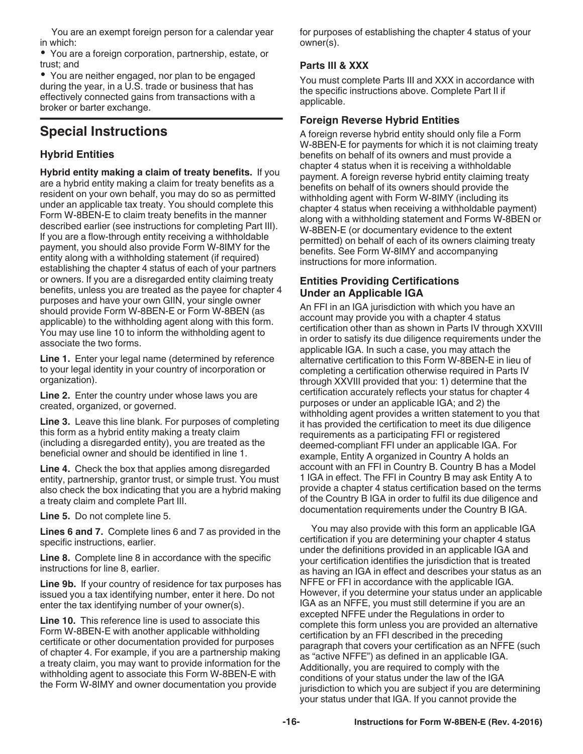You are an exempt foreign person for a calendar year in which:

- You are a foreign corporation, partnership, estate, or trust; and
- You are neither engaged, nor plan to be engaged during the year, in a U.S. trade or business that has effectively connected gains from transactions with a broker or barter exchange.

## Special Instructions

### Hybrid Entities

**Hybrid entity making a claim of treaty benefits.** If you are a hybrid entity making a claim for treaty benefits as a resident on your own behalf, you may do so as permitted under an applicable tax treaty. You should complete this Form W-8BEN-E to claim treaty benefits in the manner described earlier (see instructions for completing Part III). If you are a flow-through entity receiving a withholdable payment, you should also provide Form W-8IMY for the entity along with a withholding statement (if required) establishing the chapter 4 status of each of your partners or owners. If you are a disregarded entity claiming treaty benefits, unless you are treated as the payee for chapter 4 purposes and have your own GIIN, your single owner should provide Form W-8BEN-E or Form W-8BEN (as applicable) to the withholding agent along with this form. You may use line 10 to inform the withholding agent to associate the two forms.

**Line 1.** Enter your legal name (determined by reference to your legal identity in your country of incorporation or organization).

**Line 2.** Enter the country under whose laws you are created, organized, or governed.

**Line 3.** Leave this line blank. For purposes of completing this form as a hybrid entity making a treaty claim (including a disregarded entity), you are treated as the beneficial owner and should be identified in line 1.

**Line 4.** Check the box that applies among disregarded entity, partnership, grantor trust, or simple trust. You must also check the box indicating that you are a hybrid making a treaty claim and complete Part III.

**Line 5.** Do not complete line 5.

**Lines 6 and 7.** Complete lines 6 and 7 as provided in the specific instructions, earlier.

**Line 8.** Complete line 8 in accordance with the specific instructions for line 8, earlier.

**Line 9b.** If your country of residence for tax purposes has issued you a tax identifying number, enter it here. Do not enter the tax identifying number of your owner(s).

**Line 10.** This reference line is used to associate this Form W-8BEN-E with another applicable withholding certificate or other documentation provided for purposes of chapter 4. For example, if you are a partnership making a treaty claim, you may want to provide information for the withholding agent to associate this Form W-8BEN-E with the Form W-8IMY and owner documentation you provide for purposes of establishing the chapter 4 status of your owner(s).

#### Parts III & XXX

You must complete Parts III and XXX in accordance with the specific instructions above. Complete Part II if applicable.

### Foreign Reverse Hybrid Entities

A foreign reverse hybrid entity should only file a Form W-8BEN-E for payments for which it is not claiming treaty benefits on behalf of its owners and must provide a chapter 4 status when it is receiving a withholdable payment. A foreign reverse hybrid entity claiming treaty benefits on behalf of its owners should provide the withholding agent with Form W-8IMY (including its chapter 4 status when receiving a withholdable payment) along with a withholding statement and Forms W-8BEN or W-8BEN-E (or documentary evidence to the extent permitted) on behalf of each of its owners claiming treaty benefits. See Form W-8IMY and accompanying instructions for more information.

### Entities Providing Certifications Under an Applicable IGA

An FFI in an IGA jurisdiction with which you have an account may provide you with a chapter 4 status certification other than as shown in Parts IV through XXVIII in order to satisfy its due diligence requirements under the applicable IGA. In such a case, you may attach the alternative certification to this Form W-8BEN-E in lieu of completing a certification otherwise required in Parts IV through XXVIII provided that you: 1) determine that the certification accurately reflects your status for chapter 4 purposes or under an applicable IGA; and 2) the withholding agent provides a written statement to you that it has provided the certification to meet its due diligence requirements as a participating FFI or registered deemed-compliant FFI under an applicable IGA. For example, Entity A organized in Country A holds an account with an FFI in Country B. Country B has a Model 1 IGA in effect. The FFI in Country B may ask Entity A to provide a chapter 4 status certification based on the terms of the Country B IGA in order to fulfil its due diligence and documentation requirements under the Country B IGA.

You may also provide with this form an applicable IGA certification if you are determining your chapter 4 status under the definitions provided in an applicable IGA and your certification identifies the jurisdiction that is treated as having an IGA in effect and describes your status as an NFFE or FFI in accordance with the applicable IGA. However, if you determine your status under an applicable IGA as an NFFE, you must still determine if you are an excepted NFFE under the Regulations in order to complete this form unless you are provided an alternative certification by an FFI described in the preceding paragraph that covers your certification as an NFFE (such as "active NFFE") as defined in an applicable IGA. Additionally, you are required to comply with the conditions of your status under the law of the IGA jurisdiction to which you are subject if you are determining your status under that IGA. If you cannot provide the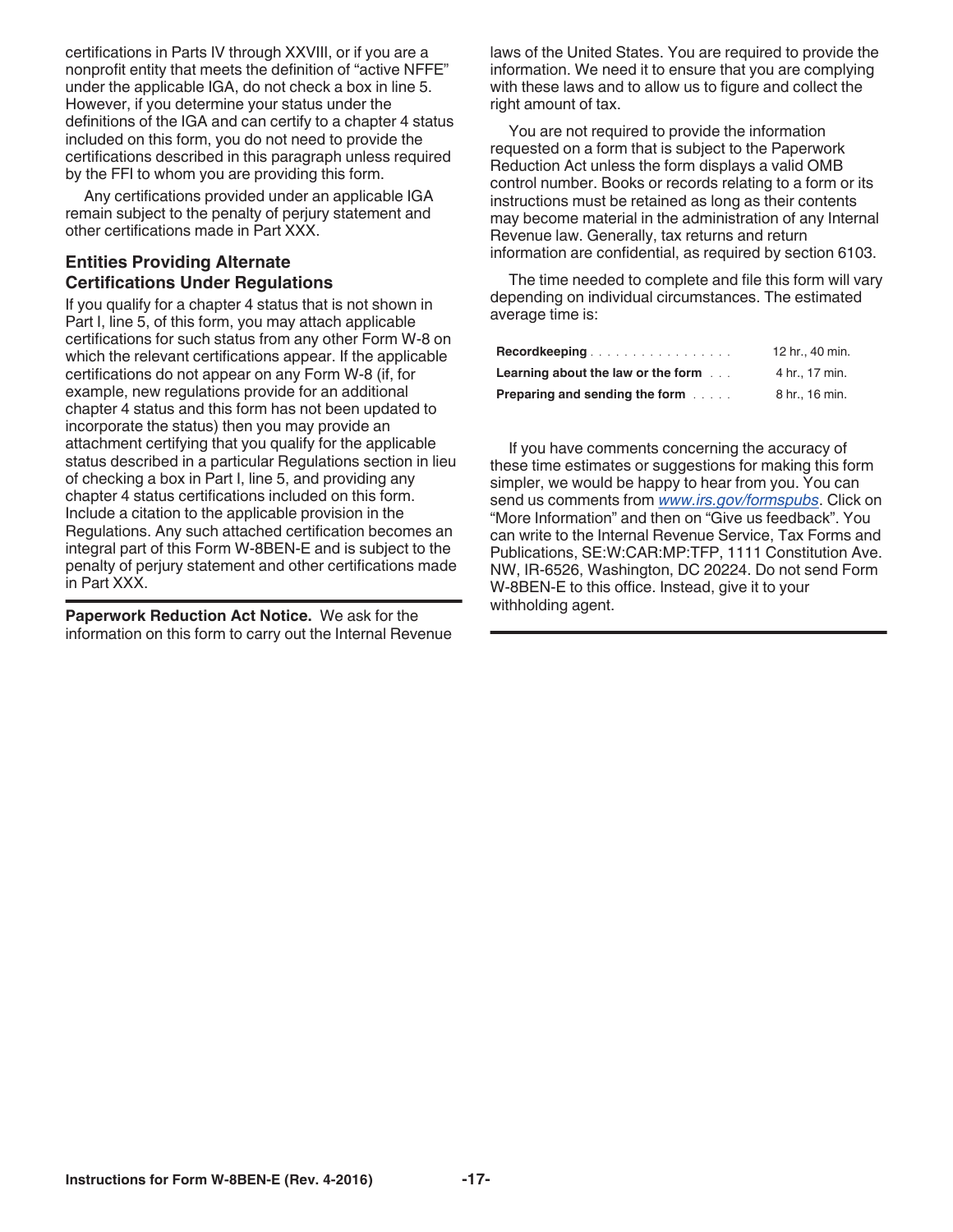certifications in Parts IV through XXVIII, or if you are a nonprofit entity that meets the definition of "active NFFE" under the applicable IGA, do not check a box in line 5. However, if you determine your status under the definitions of the IGA and can certify to a chapter 4 status included on this form, you do not need to provide the certifications described in this paragraph unless required by the FFI to whom you are providing this form.

Any certifications provided under an applicable IGA remain subject to the penalty of perjury statement and other certifications made in Part XXX.

### Entities Providing Alternate Certifications Under Regulations

If you qualify for a chapter 4 status that is not shown in Part I, line 5, of this form, you may attach applicable certifications for such status from any other Form W-8 on which the relevant certifications appear. If the applicable certifications do not appear on any Form W-8 (if, for example, new regulations provide for an additional chapter 4 status and this form has not been updated to incorporate the status) then you may provide an attachment certifying that you qualify for the applicable status described in a particular Regulations section in lieu of checking a box in Part I, line 5, and providing any chapter 4 status certifications included on this form. Include a citation to the applicable provision in the Regulations. Any such attached certification becomes an integral part of this Form W-8BEN-E and is subject to the penalty of perjury statement and other certifications made in Part XXX.

**Paperwork Reduction Act Notice.** We ask for the information on this form to carry out the Internal Revenue laws of the United States. You are required to provide the information. We need it to ensure that you are complying with these laws and to allow us to figure and collect the right amount of tax.

You are not required to provide the information requested on a form that is subject to the Paperwork Reduction Act unless the form displays a valid OMB control number. Books or records relating to a form or its instructions must be retained as long as their contents may become material in the administration of any Internal Revenue law. Generally, tax returns and return information are confidential, as required by section 6103.

The time needed to complete and file this form will vary depending on individual circumstances. The estimated average time is:

| | |
|---|---|
| **Recordkeeping** | 12 hr., 40 min. |
| **Learning about the law or the form** | 4 hr., 17 min. |
| **Preparing and sending the form** | 8 hr., 16 min. |

If you have comments concerning the accuracy of these time estimates or suggestions for making this form simpler, we would be happy to hear from you. You can send us comments from *www.irs.gov/formspubs*. Click on "More Information" and then on "Give us feedback". You can write to the Internal Revenue Service, Tax Forms and Publications, SE:W:CAR:MP:TFP, 1111 Constitution Ave. NW, IR-6526, Washington, DC 20224. Do not send Form W-8BEN-E to this office. Instead, give it to your withholding agent.